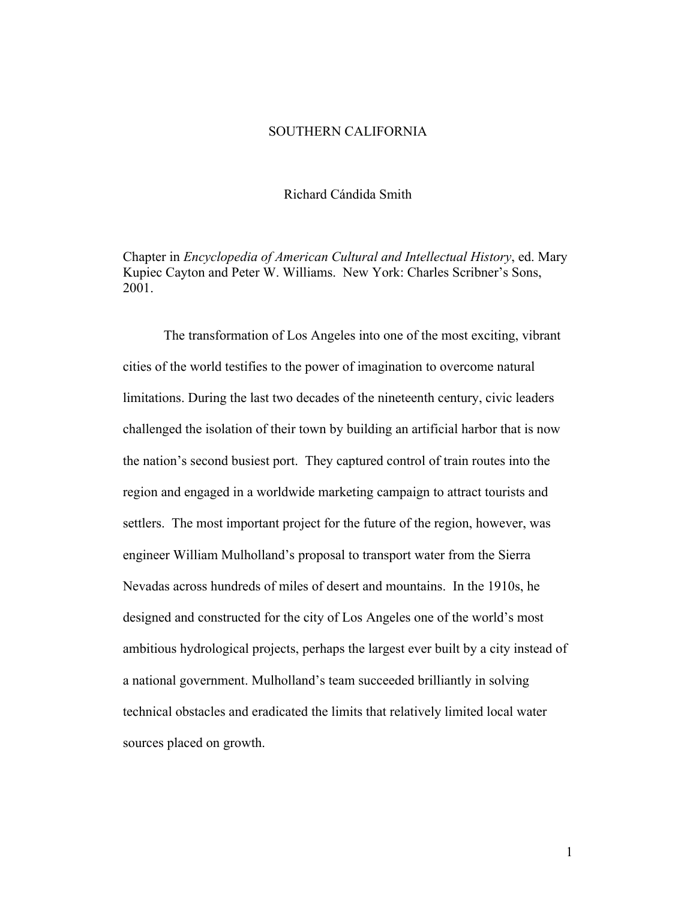# SOUTHERN CALIFORNIA

Richard Cándida Smith

Chapter in *Encyclopedia of American Cultural and Intellectual History*, ed. Mary Kupiec Cayton and Peter W. Williams. New York: Charles Scribner's Sons, 2001.

The transformation of Los Angeles into one of the most exciting, vibrant cities of the world testifies to the power of imagination to overcome natural limitations. During the last two decades of the nineteenth century, civic leaders challenged the isolation of their town by building an artificial harbor that is now the nation's second busiest port. They captured control of train routes into the region and engaged in a worldwide marketing campaign to attract tourists and settlers. The most important project for the future of the region, however, was engineer William Mulholland's proposal to transport water from the Sierra Nevadas across hundreds of miles of desert and mountains. In the 1910s, he designed and constructed for the city of Los Angeles one of the world's most ambitious hydrological projects, perhaps the largest ever built by a city instead of a national government. Mulholland's team succeeded brilliantly in solving technical obstacles and eradicated the limits that relatively limited local water sources placed on growth.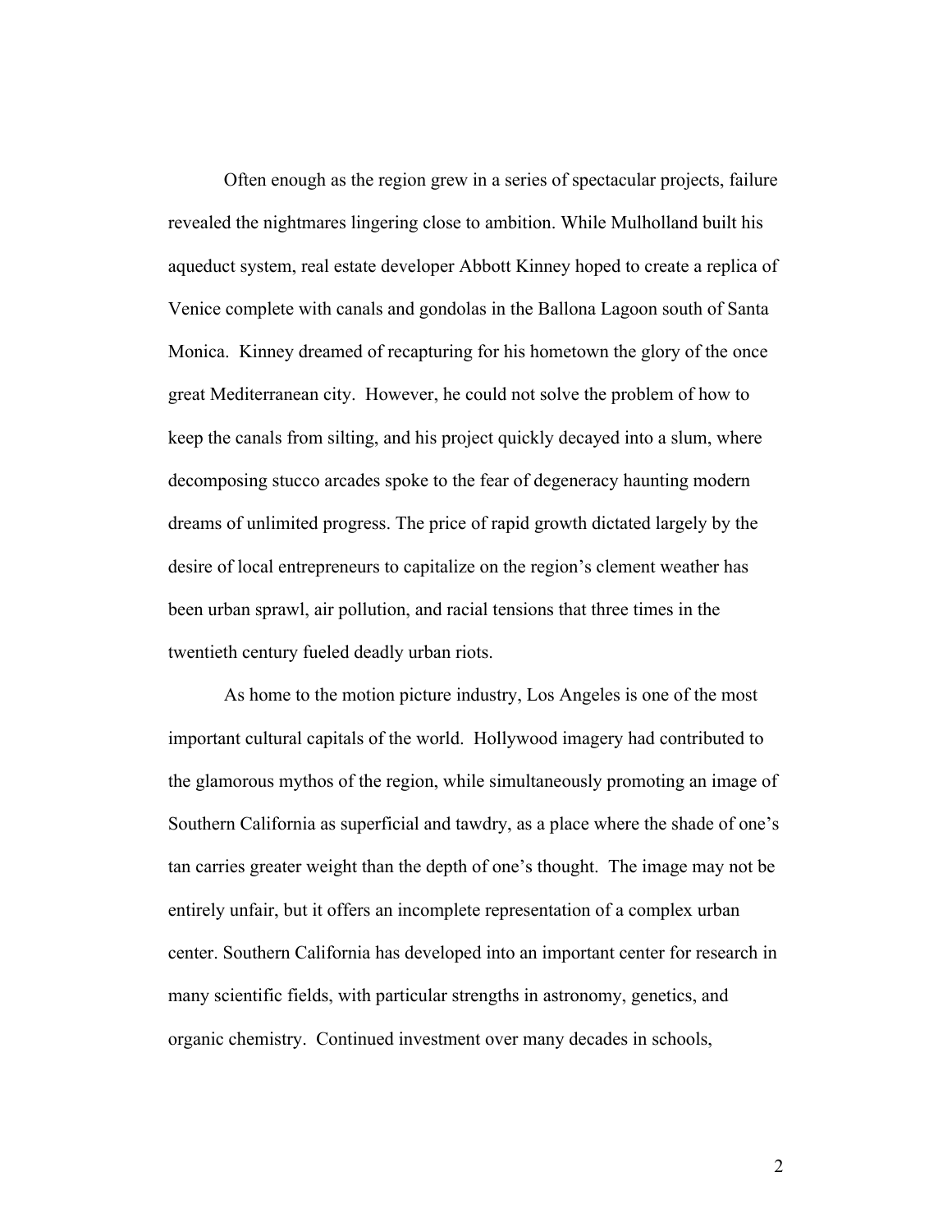Often enough as the region grew in a series of spectacular projects, failure revealed the nightmares lingering close to ambition. While Mulholland built his aqueduct system, real estate developer Abbott Kinney hoped to create a replica of Venice complete with canals and gondolas in the Ballona Lagoon south of Santa Monica. Kinney dreamed of recapturing for his hometown the glory of the once great Mediterranean city. However, he could not solve the problem of how to keep the canals from silting, and his project quickly decayed into a slum, where decomposing stucco arcades spoke to the fear of degeneracy haunting modern dreams of unlimited progress. The price of rapid growth dictated largely by the desire of local entrepreneurs to capitalize on the region's clement weather has been urban sprawl, air pollution, and racial tensions that three times in the twentieth century fueled deadly urban riots.

As home to the motion picture industry, Los Angeles is one of the most important cultural capitals of the world. Hollywood imagery had contributed to the glamorous mythos of the region, while simultaneously promoting an image of Southern California as superficial and tawdry, as a place where the shade of one's tan carries greater weight than the depth of one's thought. The image may not be entirely unfair, but it offers an incomplete representation of a complex urban center. Southern California has developed into an important center for research in many scientific fields, with particular strengths in astronomy, genetics, and organic chemistry. Continued investment over many decades in schools,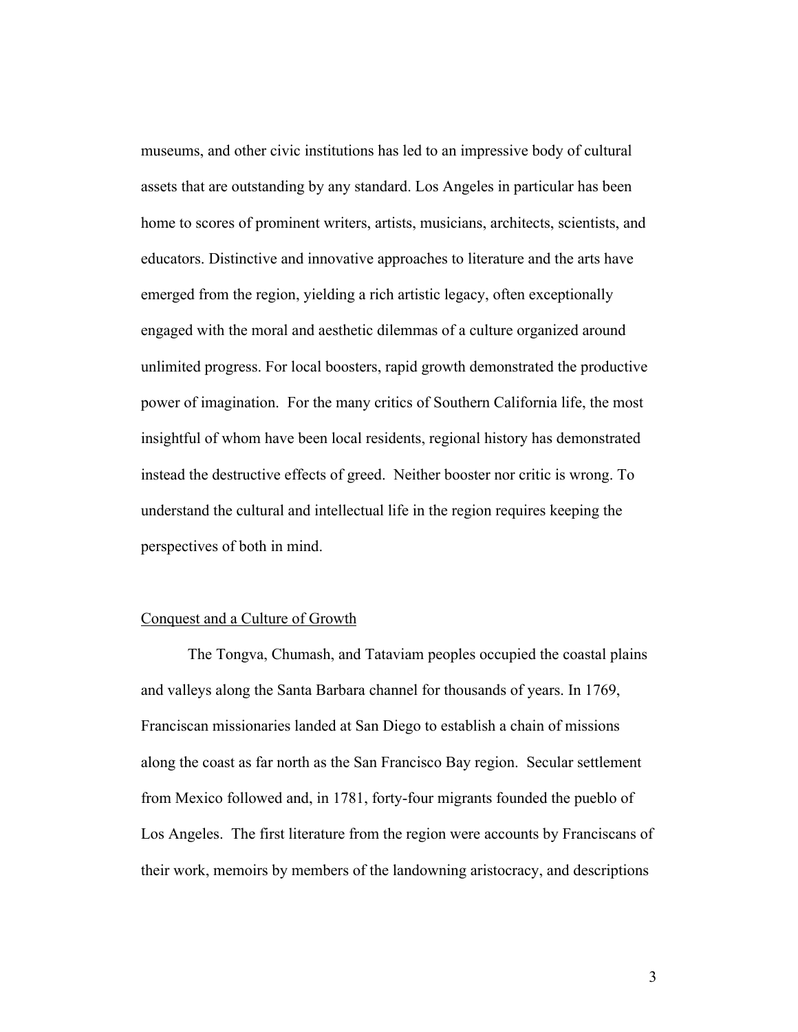museums, and other civic institutions has led to an impressive body of cultural assets that are outstanding by any standard. Los Angeles in particular has been home to scores of prominent writers, artists, musicians, architects, scientists, and educators. Distinctive and innovative approaches to literature and the arts have emerged from the region, yielding a rich artistic legacy, often exceptionally engaged with the moral and aesthetic dilemmas of a culture organized around unlimited progress. For local boosters, rapid growth demonstrated the productive power of imagination. For the many critics of Southern California life, the most insightful of whom have been local residents, regional history has demonstrated instead the destructive effects of greed. Neither booster nor critic is wrong. To understand the cultural and intellectual life in the region requires keeping the perspectives of both in mind.

## Conquest and a Culture of Growth

The Tongva, Chumash, and Tataviam peoples occupied the coastal plains and valleys along the Santa Barbara channel for thousands of years. In 1769, Franciscan missionaries landed at San Diego to establish a chain of missions along the coast as far north as the San Francisco Bay region. Secular settlement from Mexico followed and, in 1781, forty-four migrants founded the pueblo of Los Angeles. The first literature from the region were accounts by Franciscans of their work, memoirs by members of the landowning aristocracy, and descriptions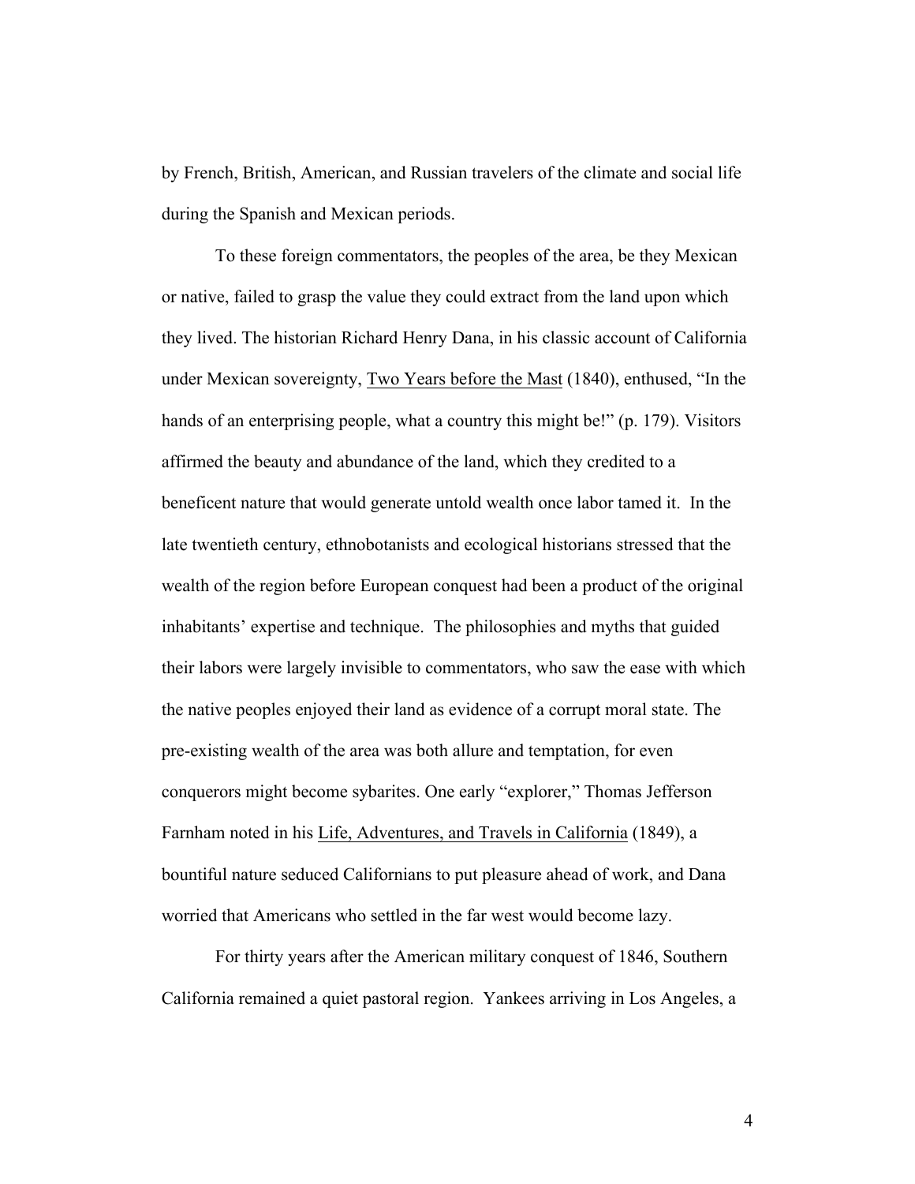by French, British, American, and Russian travelers of the climate and social life during the Spanish and Mexican periods.

To these foreign commentators, the peoples of the area, be they Mexican or native, failed to grasp the value they could extract from the land upon which they lived. The historian Richard Henry Dana, in his classic account of California under Mexican sovereignty, Two Years before the Mast (1840), enthused, "In the hands of an enterprising people, what a country this might be!" (p. 179). Visitors affirmed the beauty and abundance of the land, which they credited to a beneficent nature that would generate untold wealth once labor tamed it. In the late twentieth century, ethnobotanists and ecological historians stressed that the wealth of the region before European conquest had been a product of the original inhabitants' expertise and technique. The philosophies and myths that guided their labors were largely invisible to commentators, who saw the ease with which the native peoples enjoyed their land as evidence of a corrupt moral state. The pre-existing wealth of the area was both allure and temptation, for even conquerors might become sybarites. One early "explorer," Thomas Jefferson Farnham noted in his Life, Adventures, and Travels in California (1849), a bountiful nature seduced Californians to put pleasure ahead of work, and Dana worried that Americans who settled in the far west would become lazy.

For thirty years after the American military conquest of 1846, Southern California remained a quiet pastoral region. Yankees arriving in Los Angeles, a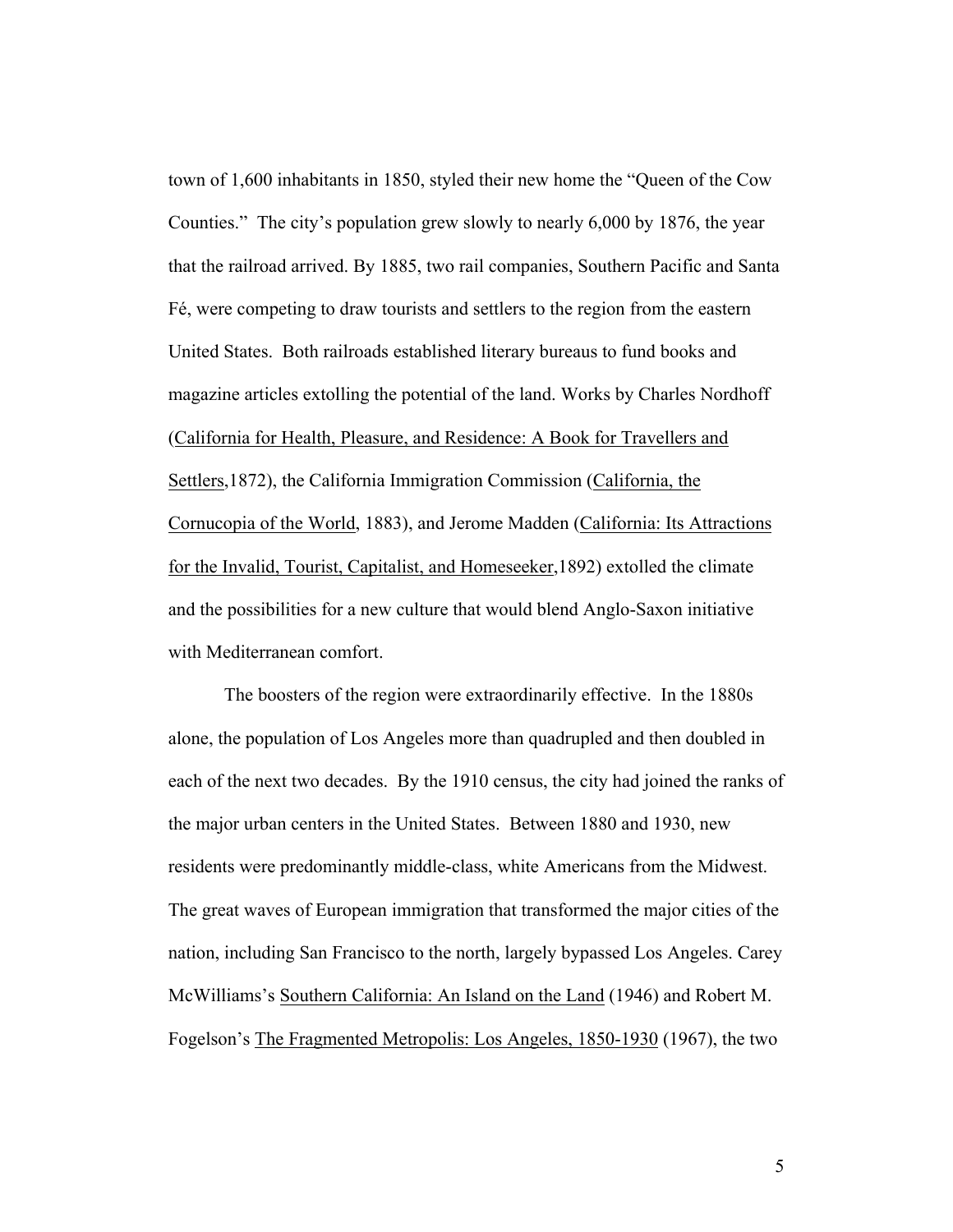town of 1,600 inhabitants in 1850, styled their new home the "Queen of the Cow Counties." The city's population grew slowly to nearly 6,000 by 1876, the year that the railroad arrived. By 1885, two rail companies, Southern Pacific and Santa Fé, were competing to draw tourists and settlers to the region from the eastern United States. Both railroads established literary bureaus to fund books and magazine articles extolling the potential of the land. Works by Charles Nordhoff (<u>California for Health, Pleasure, and Residence: A Book for Travellers and Settlers</u>,1872), the California Immigration Commission (<u>California, the Cornucopia of the World</u>, 1883), and Jerome Madden (<u>California: Its Attractions for the Invalid, Tourist, Capitalist, and Homeseeker</u>,1892) extolled the climate and the possibilities for a new culture that would blend Anglo-Saxon initiative with Mediterranean comfort.

The boosters of the region were extraordinarily effective. In the 1880s alone, the population of Los Angeles more than quadrupled and then doubled in each of the next two decades. By the 1910 census, the city had joined the ranks of the major urban centers in the United States. Between 1880 and 1930, new residents were predominantly middle-class, white Americans from the Midwest. The great waves of European immigration that transformed the major cities of the nation, including San Francisco to the north, largely bypassed Los Angeles. Carey McWilliams's <u>Southern California: An Island on the Land</u> (1946) and Robert M. Fogelson's <u>The Fragmented Metropolis: Los Angeles, 1850-1930</u> (1967), the two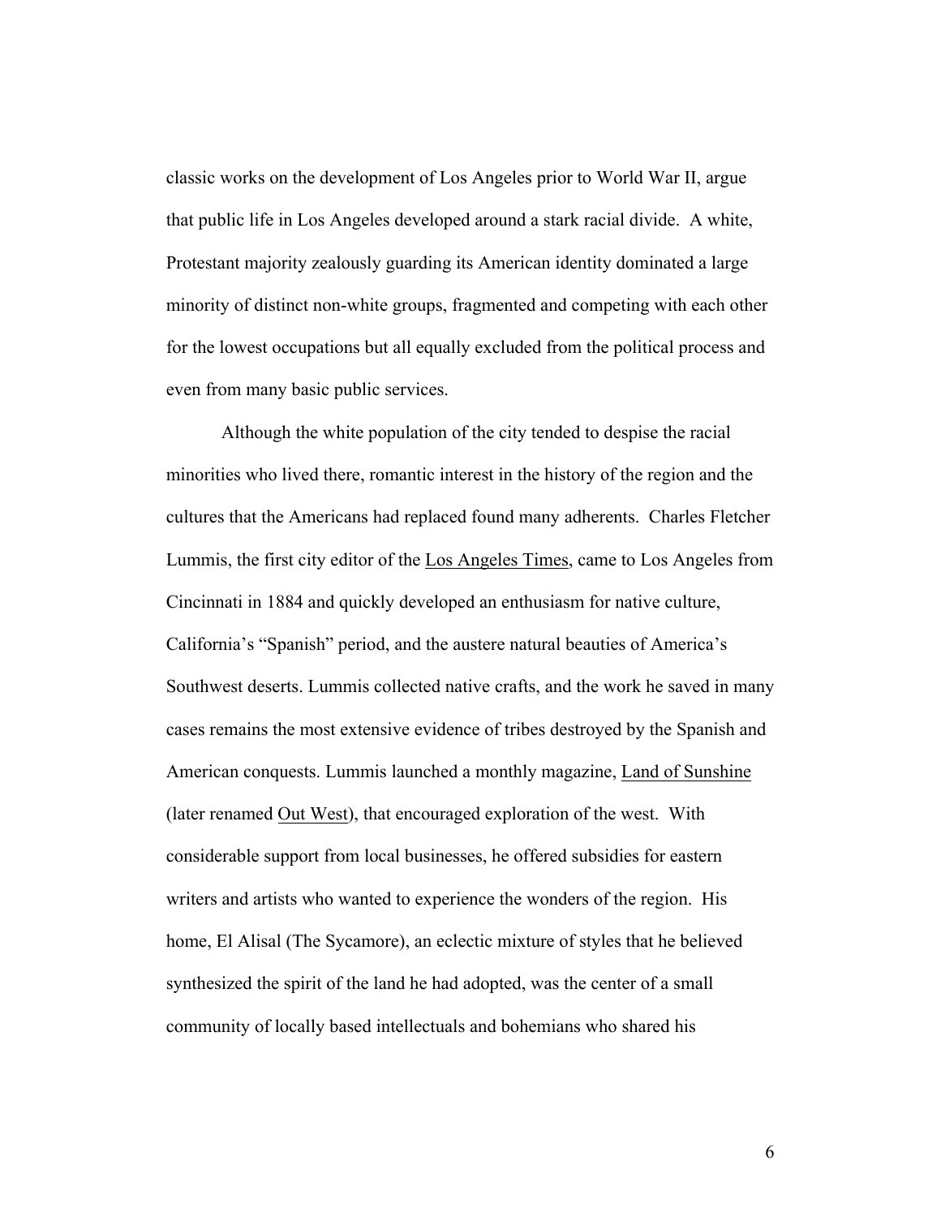classic works on the development of Los Angeles prior to World War II, argue that public life in Los Angeles developed around a stark racial divide. A white, Protestant majority zealously guarding its American identity dominated a large minority of distinct non-white groups, fragmented and competing with each other for the lowest occupations but all equally excluded from the political process and even from many basic public services.

Although the white population of the city tended to despise the racial minorities who lived there, romantic interest in the history of the region and the cultures that the Americans had replaced found many adherents. Charles Fletcher Lummis, the first city editor of the Los Angeles Times, came to Los Angeles from Cincinnati in 1884 and quickly developed an enthusiasm for native culture, California's "Spanish" period, and the austere natural beauties of America's Southwest deserts. Lummis collected native crafts, and the work he saved in many cases remains the most extensive evidence of tribes destroyed by the Spanish and American conquests. Lummis launched a monthly magazine, Land of Sunshine (later renamed Out West), that encouraged exploration of the west. With considerable support from local businesses, he offered subsidies for eastern writers and artists who wanted to experience the wonders of the region. His home, El Alisal (The Sycamore), an eclectic mixture of styles that he believed synthesized the spirit of the land he had adopted, was the center of a small community of locally based intellectuals and bohemians who shared his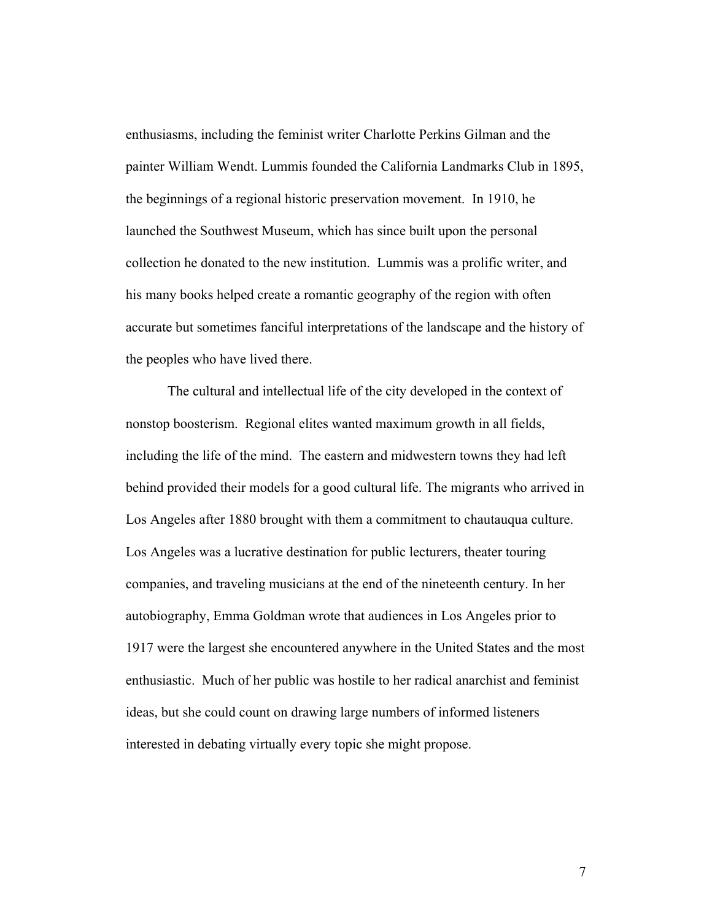enthusiasms, including the feminist writer Charlotte Perkins Gilman and the painter William Wendt. Lummis founded the California Landmarks Club in 1895, the beginnings of a regional historic preservation movement. In 1910, he launched the Southwest Museum, which has since built upon the personal collection he donated to the new institution. Lummis was a prolific writer, and his many books helped create a romantic geography of the region with often accurate but sometimes fanciful interpretations of the landscape and the history of the peoples who have lived there.

The cultural and intellectual life of the city developed in the context of nonstop boosterism. Regional elites wanted maximum growth in all fields, including the life of the mind. The eastern and midwestern towns they had left behind provided their models for a good cultural life. The migrants who arrived in Los Angeles after 1880 brought with them a commitment to chautauqua culture. Los Angeles was a lucrative destination for public lecturers, theater touring companies, and traveling musicians at the end of the nineteenth century. In her autobiography, Emma Goldman wrote that audiences in Los Angeles prior to 1917 were the largest she encountered anywhere in the United States and the most enthusiastic. Much of her public was hostile to her radical anarchist and feminist ideas, but she could count on drawing large numbers of informed listeners interested in debating virtually every topic she might propose.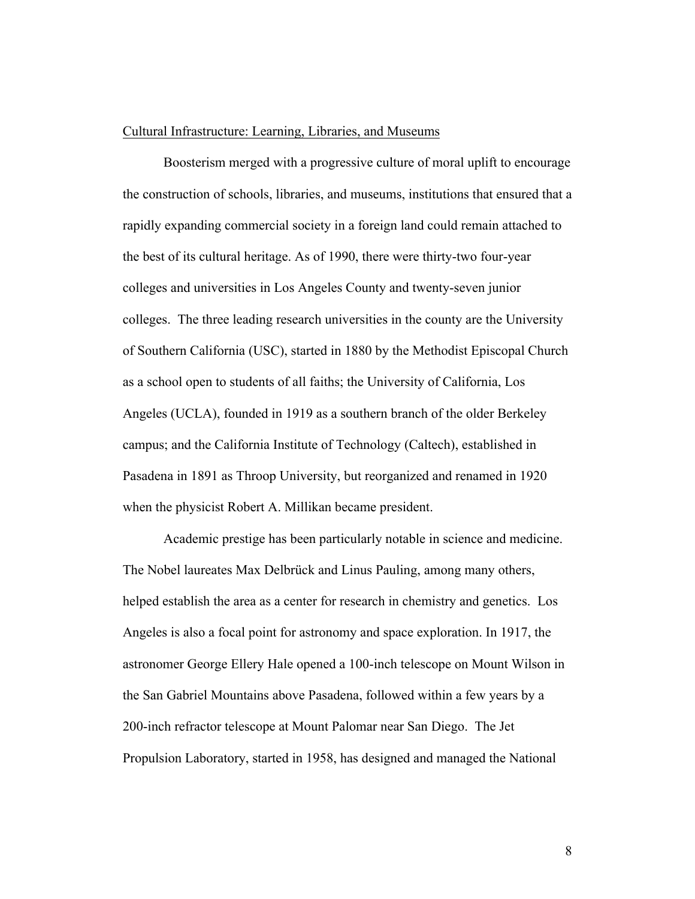Cultural Infrastructure: Learning, Libraries, and Museums

Boosterism merged with a progressive culture of moral uplift to encourage the construction of schools, libraries, and museums, institutions that ensured that a rapidly expanding commercial society in a foreign land could remain attached to the best of its cultural heritage. As of 1990, there were thirty-two four-year colleges and universities in Los Angeles County and twenty-seven junior colleges. The three leading research universities in the county are the University of Southern California (USC), started in 1880 by the Methodist Episcopal Church as a school open to students of all faiths; the University of California, Los Angeles (UCLA), founded in 1919 as a southern branch of the older Berkeley campus; and the California Institute of Technology (Caltech), established in Pasadena in 1891 as Throop University, but reorganized and renamed in 1920 when the physicist Robert A. Millikan became president.

Academic prestige has been particularly notable in science and medicine. The Nobel laureates Max Delbrück and Linus Pauling, among many others, helped establish the area as a center for research in chemistry and genetics. Los Angeles is also a focal point for astronomy and space exploration. In 1917, the astronomer George Ellery Hale opened a 100-inch telescope on Mount Wilson in the San Gabriel Mountains above Pasadena, followed within a few years by a 200-inch refractor telescope at Mount Palomar near San Diego. The Jet Propulsion Laboratory, started in 1958, has designed and managed the National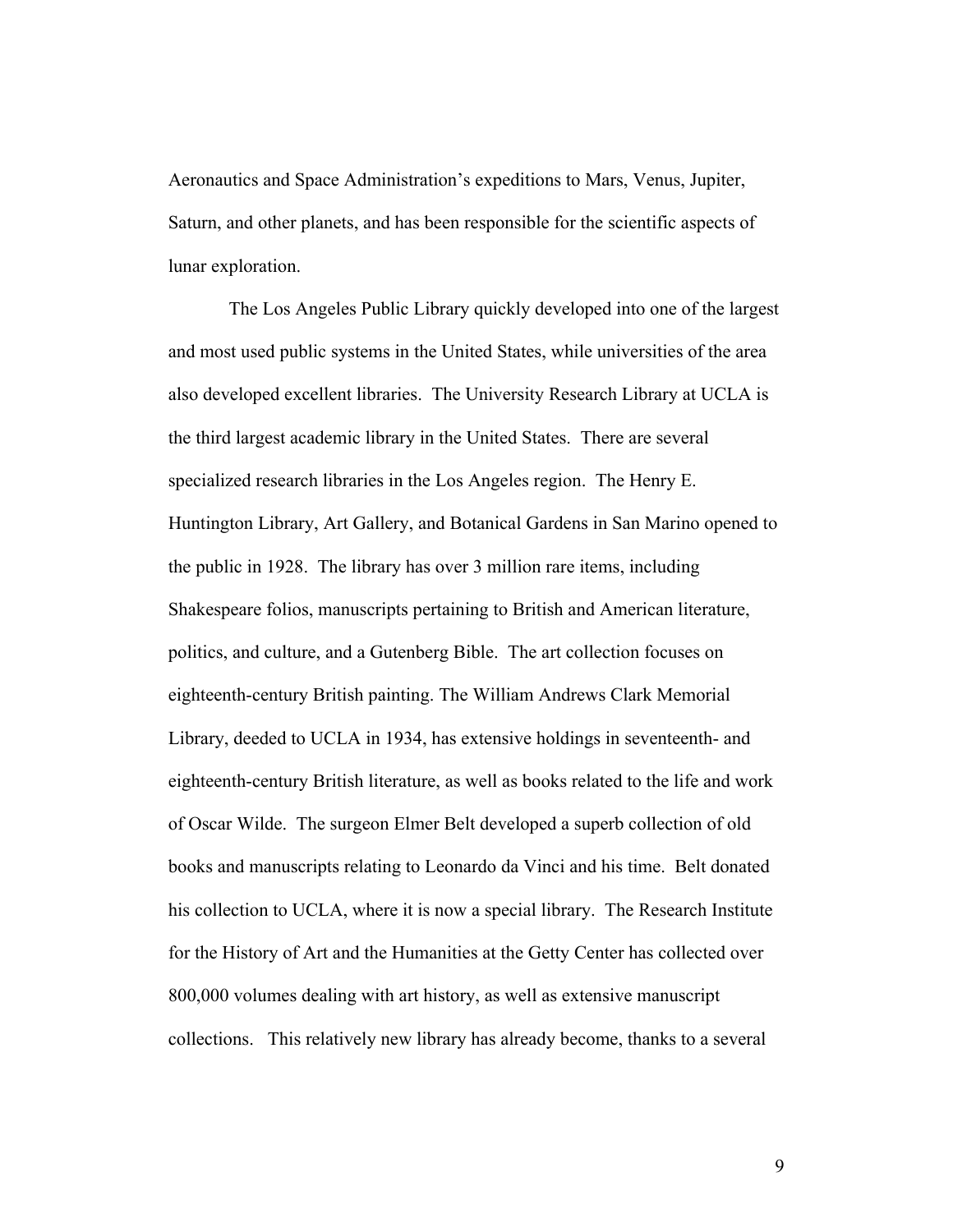Aeronautics and Space Administration's expeditions to Mars, Venus, Jupiter, Saturn, and other planets, and has been responsible for the scientific aspects of lunar exploration.

The Los Angeles Public Library quickly developed into one of the largest and most used public systems in the United States, while universities of the area also developed excellent libraries. The University Research Library at UCLA is the third largest academic library in the United States. There are several specialized research libraries in the Los Angeles region. The Henry E. Huntington Library, Art Gallery, and Botanical Gardens in San Marino opened to the public in 1928. The library has over 3 million rare items, including Shakespeare folios, manuscripts pertaining to British and American literature, politics, and culture, and a Gutenberg Bible. The art collection focuses on eighteenth-century British painting. The William Andrews Clark Memorial Library, deeded to UCLA in 1934, has extensive holdings in seventeenth- and eighteenth-century British literature, as well as books related to the life and work of Oscar Wilde. The surgeon Elmer Belt developed a superb collection of old books and manuscripts relating to Leonardo da Vinci and his time. Belt donated his collection to UCLA, where it is now a special library. The Research Institute for the History of Art and the Humanities at the Getty Center has collected over 800,000 volumes dealing with art history, as well as extensive manuscript collections. This relatively new library has already become, thanks to a several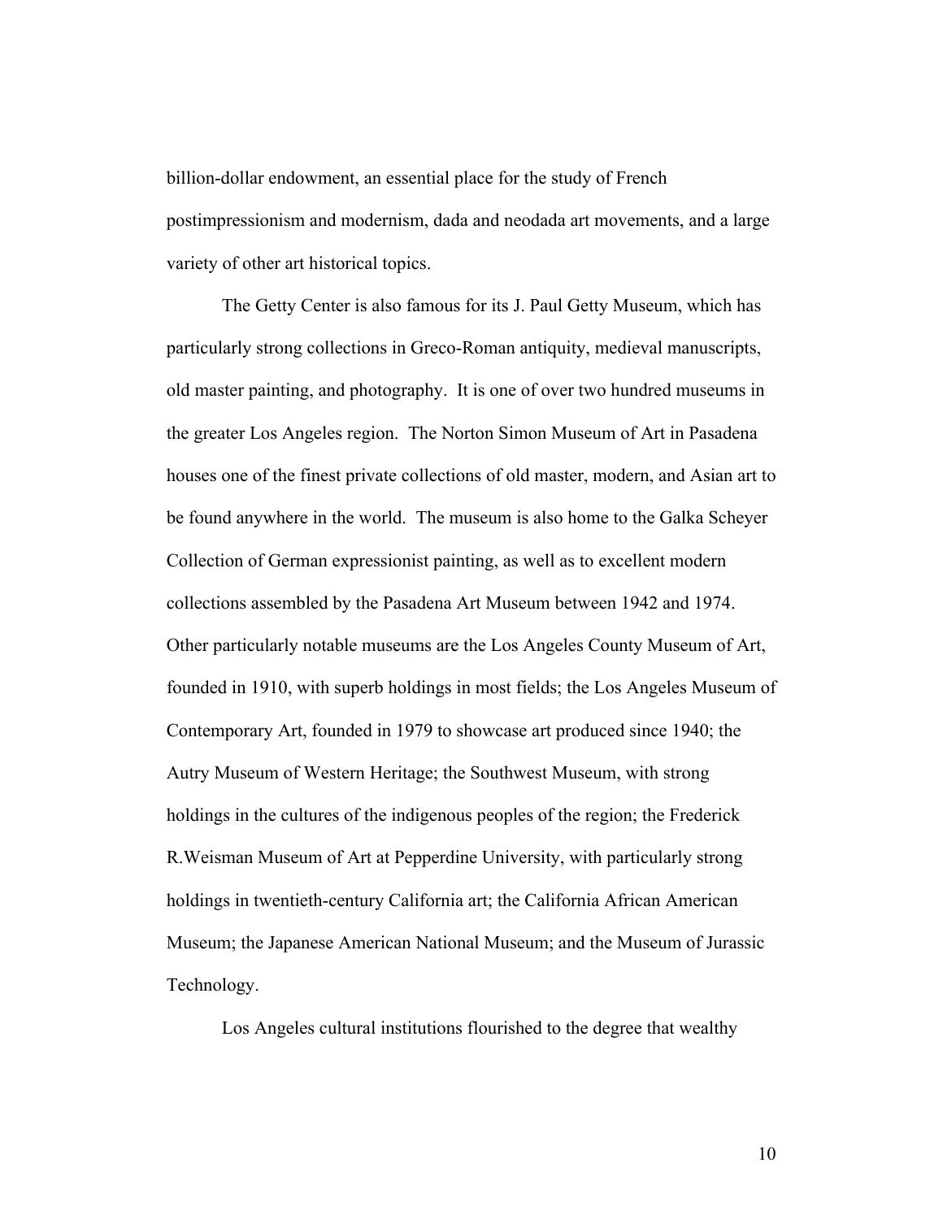billion-dollar endowment, an essential place for the study of French postimpressionism and modernism, dada and neodada art movements, and a large variety of other art historical topics.

The Getty Center is also famous for its J. Paul Getty Museum, which has particularly strong collections in Greco-Roman antiquity, medieval manuscripts, old master painting, and photography. It is one of over two hundred museums in the greater Los Angeles region. The Norton Simon Museum of Art in Pasadena houses one of the finest private collections of old master, modern, and Asian art to be found anywhere in the world. The museum is also home to the Galka Scheyer Collection of German expressionist painting, as well as to excellent modern collections assembled by the Pasadena Art Museum between 1942 and 1974. Other particularly notable museums are the Los Angeles County Museum of Art, founded in 1910, with superb holdings in most fields; the Los Angeles Museum of Contemporary Art, founded in 1979 to showcase art produced since 1940; the Autry Museum of Western Heritage; the Southwest Museum, with strong holdings in the cultures of the indigenous peoples of the region; the Frederick R.Weisman Museum of Art at Pepperdine University, with particularly strong holdings in twentieth-century California art; the California African American Museum; the Japanese American National Museum; and the Museum of Jurassic Technology.

Los Angeles cultural institutions flourished to the degree that wealthy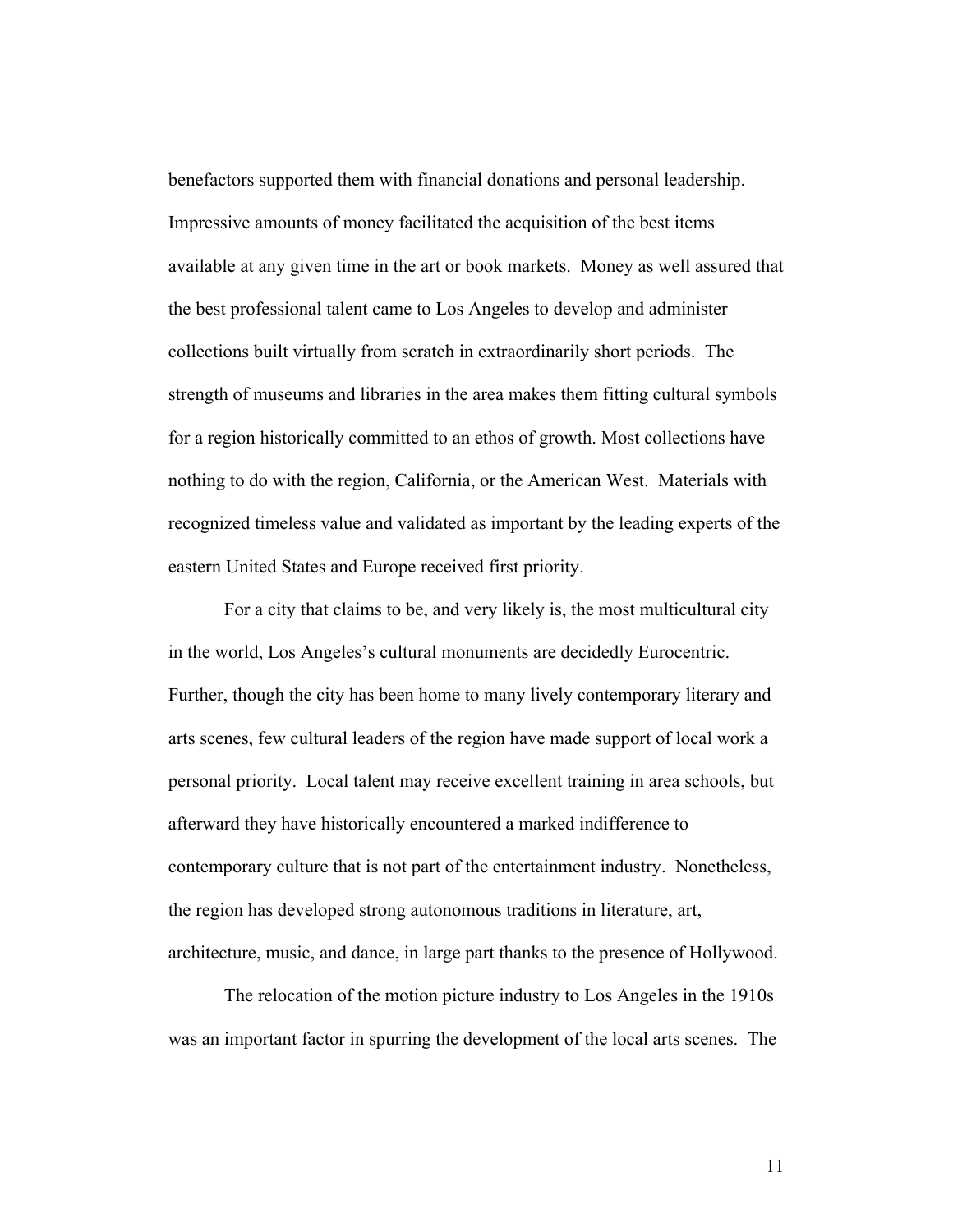benefactors supported them with financial donations and personal leadership. Impressive amounts of money facilitated the acquisition of the best items available at any given time in the art or book markets. Money as well assured that the best professional talent came to Los Angeles to develop and administer collections built virtually from scratch in extraordinarily short periods. The strength of museums and libraries in the area makes them fitting cultural symbols for a region historically committed to an ethos of growth. Most collections have nothing to do with the region, California, or the American West. Materials with recognized timeless value and validated as important by the leading experts of the eastern United States and Europe received first priority.

For a city that claims to be, and very likely is, the most multicultural city in the world, Los Angeles's cultural monuments are decidedly Eurocentric. Further, though the city has been home to many lively contemporary literary and arts scenes, few cultural leaders of the region have made support of local work a personal priority. Local talent may receive excellent training in area schools, but afterward they have historically encountered a marked indifference to contemporary culture that is not part of the entertainment industry. Nonetheless, the region has developed strong autonomous traditions in literature, art, architecture, music, and dance, in large part thanks to the presence of Hollywood.

The relocation of the motion picture industry to Los Angeles in the 1910s was an important factor in spurring the development of the local arts scenes. The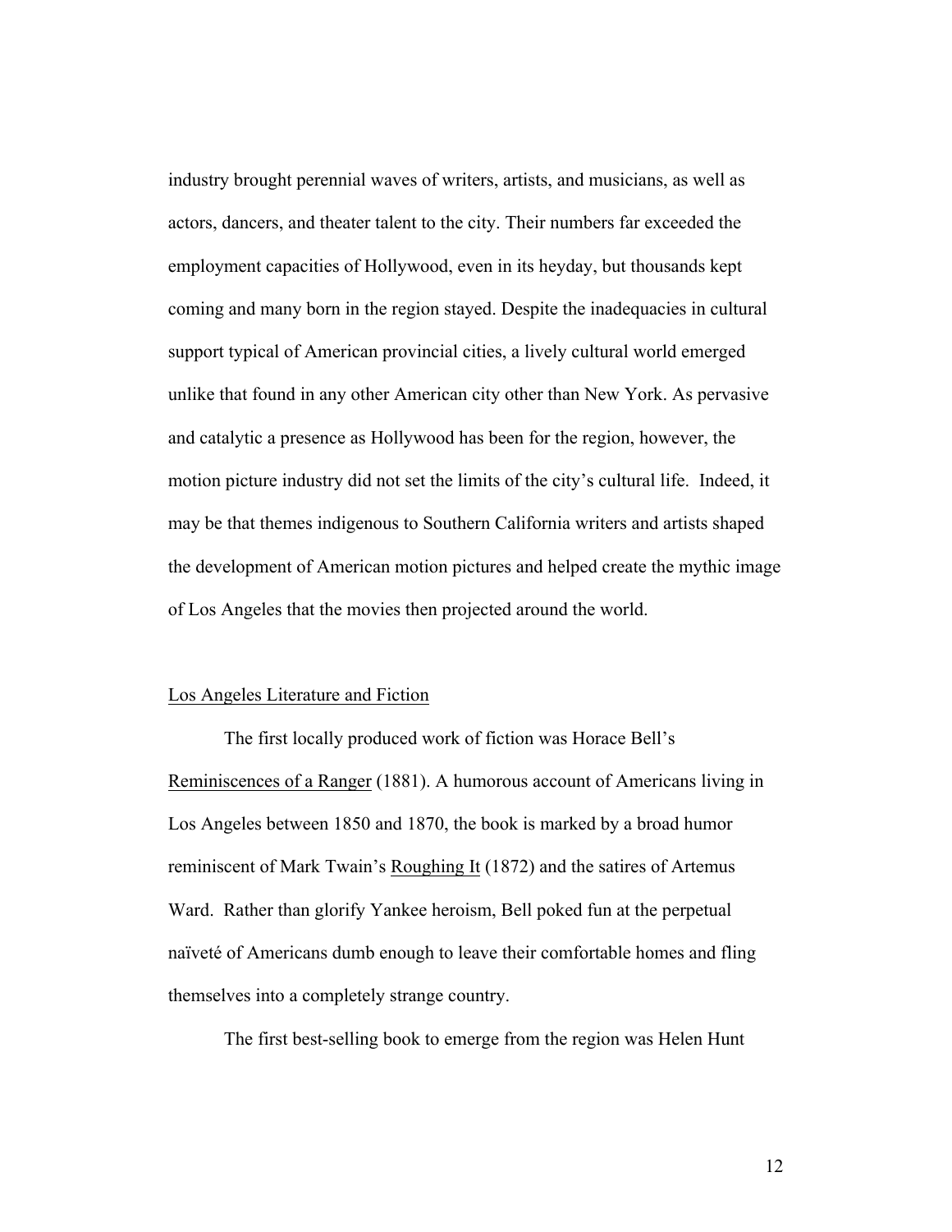industry brought perennial waves of writers, artists, and musicians, as well as actors, dancers, and theater talent to the city. Their numbers far exceeded the employment capacities of Hollywood, even in its heyday, but thousands kept coming and many born in the region stayed. Despite the inadequacies in cultural support typical of American provincial cities, a lively cultural world emerged unlike that found in any other American city other than New York. As pervasive and catalytic a presence as Hollywood has been for the region, however, the motion picture industry did not set the limits of the city's cultural life. Indeed, it may be that themes indigenous to Southern California writers and artists shaped the development of American motion pictures and helped create the mythic image of Los Angeles that the movies then projected around the world.

## Los Angeles Literature and Fiction

The first locally produced work of fiction was Horace Bell's Reminiscences of a Ranger (1881). A humorous account of Americans living in Los Angeles between 1850 and 1870, the book is marked by a broad humor reminiscent of Mark Twain's Roughing It (1872) and the satires of Artemus Ward. Rather than glorify Yankee heroism, Bell poked fun at the perpetual naïveté of Americans dumb enough to leave their comfortable homes and fling themselves into a completely strange country.

The first best-selling book to emerge from the region was Helen Hunt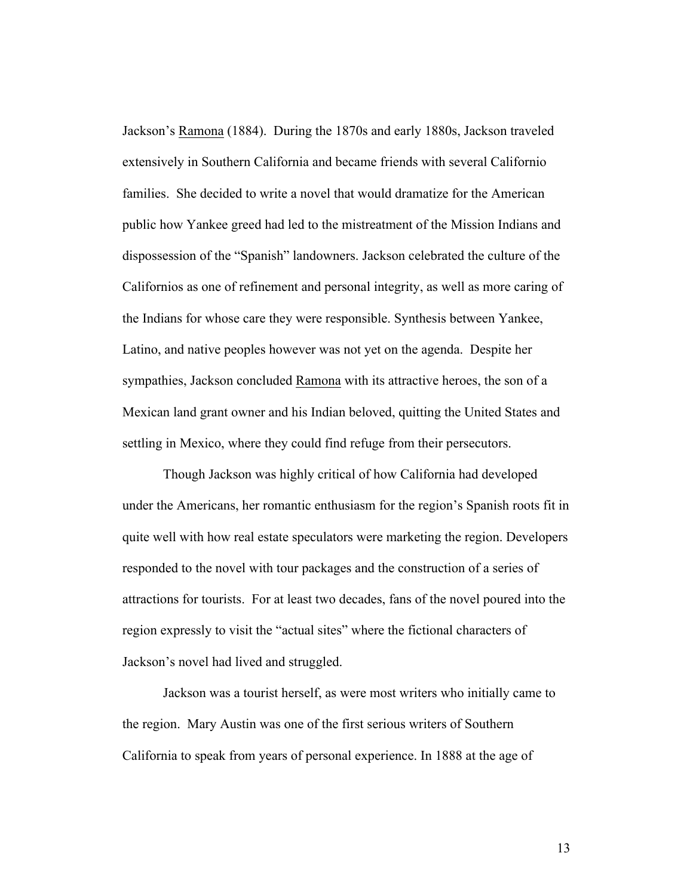Jackson's Ramona (1884). During the 1870s and early 1880s, Jackson traveled extensively in Southern California and became friends with several Californio families. She decided to write a novel that would dramatize for the American public how Yankee greed had led to the mistreatment of the Mission Indians and dispossession of the "Spanish" landowners. Jackson celebrated the culture of the Californios as one of refinement and personal integrity, as well as more caring of the Indians for whose care they were responsible. Synthesis between Yankee, Latino, and native peoples however was not yet on the agenda. Despite her sympathies, Jackson concluded Ramona with its attractive heroes, the son of a Mexican land grant owner and his Indian beloved, quitting the United States and settling in Mexico, where they could find refuge from their persecutors.

Though Jackson was highly critical of how California had developed under the Americans, her romantic enthusiasm for the region's Spanish roots fit in quite well with how real estate speculators were marketing the region. Developers responded to the novel with tour packages and the construction of a series of attractions for tourists. For at least two decades, fans of the novel poured into the region expressly to visit the "actual sites" where the fictional characters of Jackson's novel had lived and struggled.

Jackson was a tourist herself, as were most writers who initially came to the region. Mary Austin was one of the first serious writers of Southern California to speak from years of personal experience. In 1888 at the age of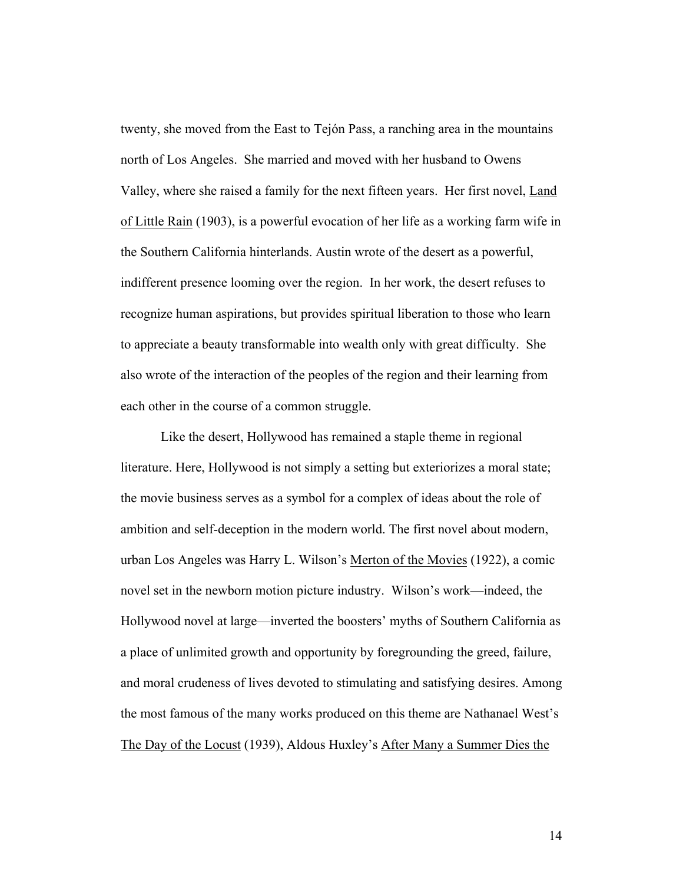twenty, she moved from the East to Tejón Pass, a ranching area in the mountains north of Los Angeles. She married and moved with her husband to Owens Valley, where she raised a family for the next fifteen years. Her first novel, Land of Little Rain (1903), is a powerful evocation of her life as a working farm wife in the Southern California hinterlands. Austin wrote of the desert as a powerful, indifferent presence looming over the region. In her work, the desert refuses to recognize human aspirations, but provides spiritual liberation to those who learn to appreciate a beauty transformable into wealth only with great difficulty. She also wrote of the interaction of the peoples of the region and their learning from each other in the course of a common struggle.

Like the desert, Hollywood has remained a staple theme in regional literature. Here, Hollywood is not simply a setting but exteriorizes a moral state; the movie business serves as a symbol for a complex of ideas about the role of ambition and self-deception in the modern world. The first novel about modern, urban Los Angeles was Harry L. Wilson's Merton of the Movies (1922), a comic novel set in the newborn motion picture industry. Wilson's work—indeed, the Hollywood novel at large—inverted the boosters' myths of Southern California as a place of unlimited growth and opportunity by foregrounding the greed, failure, and moral crudeness of lives devoted to stimulating and satisfying desires. Among the most famous of the many works produced on this theme are Nathanael West's The Day of the Locust (1939), Aldous Huxley's After Many a Summer Dies the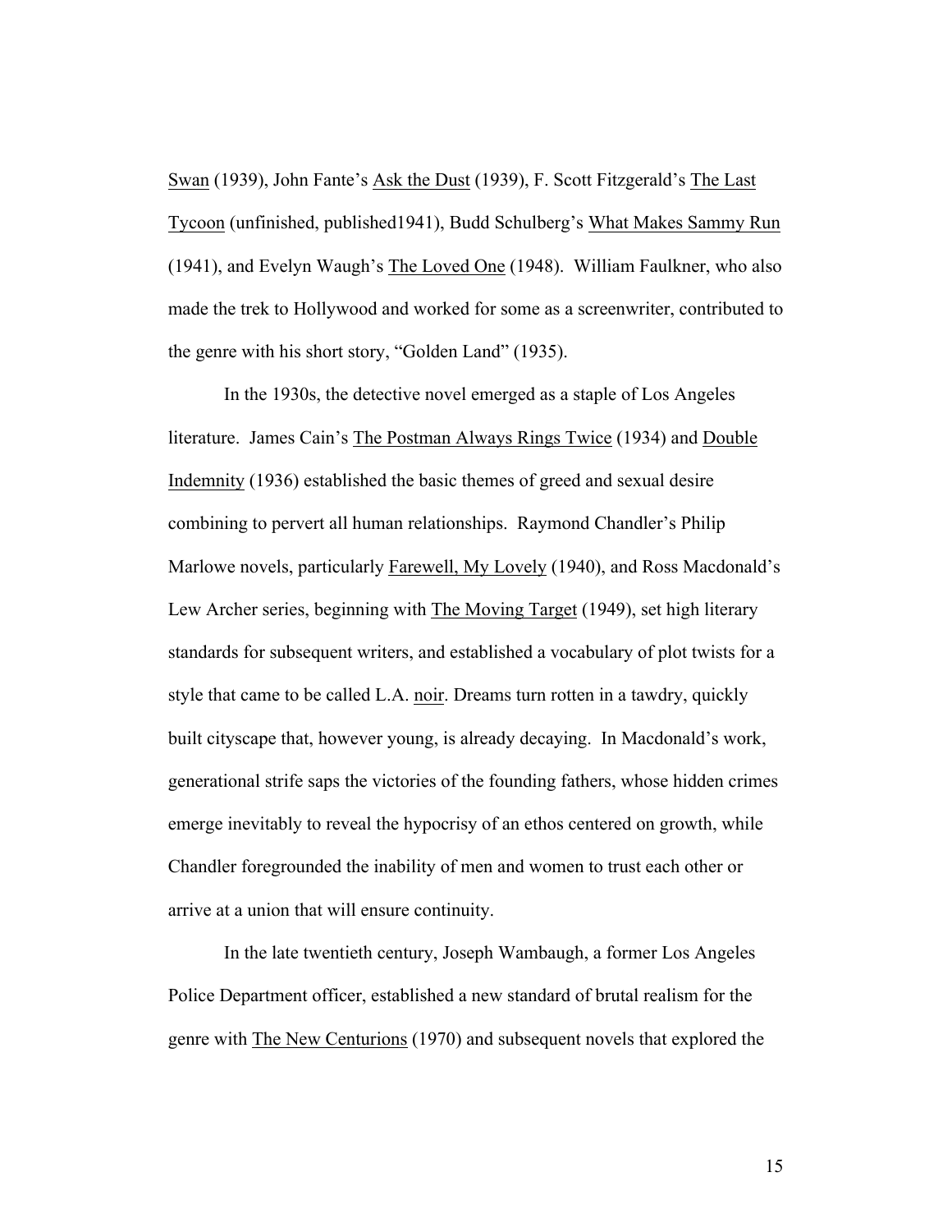Swan (1939), John Fante's Ask the Dust (1939), F. Scott Fitzgerald's The Last Tycoon (unfinished, published1941), Budd Schulberg's What Makes Sammy Run (1941), and Evelyn Waugh's The Loved One (1948). William Faulkner, who also made the trek to Hollywood and worked for some as a screenwriter, contributed to the genre with his short story, "Golden Land" (1935).

In the 1930s, the detective novel emerged as a staple of Los Angeles literature. James Cain's The Postman Always Rings Twice (1934) and Double Indemnity (1936) established the basic themes of greed and sexual desire combining to pervert all human relationships. Raymond Chandler's Philip Marlowe novels, particularly Farewell, My Lovely (1940), and Ross Macdonald's Lew Archer series, beginning with The Moving Target (1949), set high literary standards for subsequent writers, and established a vocabulary of plot twists for a style that came to be called L.A. noir. Dreams turn rotten in a tawdry, quickly built cityscape that, however young, is already decaying. In Macdonald's work, generational strife saps the victories of the founding fathers, whose hidden crimes emerge inevitably to reveal the hypocrisy of an ethos centered on growth, while Chandler foregrounded the inability of men and women to trust each other or arrive at a union that will ensure continuity.

In the late twentieth century, Joseph Wambaugh, a former Los Angeles Police Department officer, established a new standard of brutal realism for the genre with The New Centurions (1970) and subsequent novels that explored the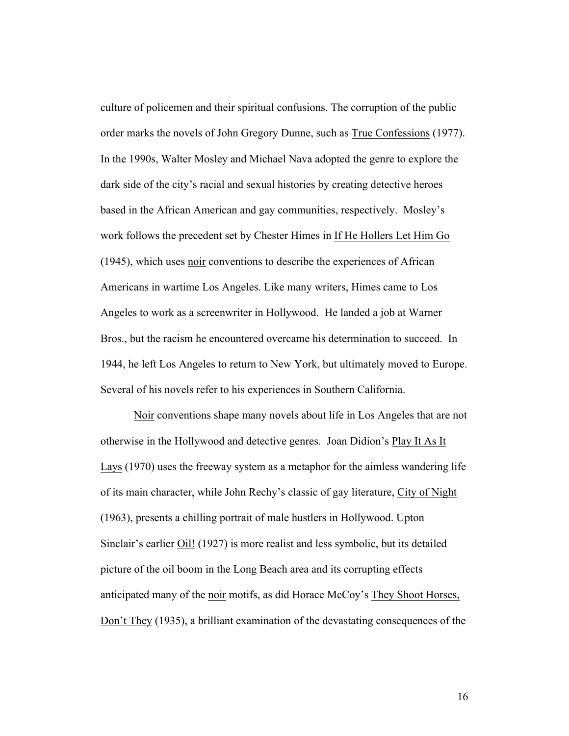culture of policemen and their spiritual confusions. The corruption of the public order marks the novels of John Gregory Dunne, such as True Confessions (1977). In the 1990s, Walter Mosley and Michael Nava adopted the genre to explore the dark side of the city's racial and sexual histories by creating detective heroes based in the African American and gay communities, respectively. Mosley's work follows the precedent set by Chester Himes in If He Hollers Let Him Go (1945), which uses noir conventions to describe the experiences of African Americans in wartime Los Angeles. Like many writers, Himes came to Los Angeles to work as a screenwriter in Hollywood. He landed a job at Warner Bros., but the racism he encountered overcame his determination to succeed. In 1944, he left Los Angeles to return to New York, but ultimately moved to Europe. Several of his novels refer to his experiences in Southern California.

Noir conventions shape many novels about life in Los Angeles that are not otherwise in the Hollywood and detective genres. Joan Didion's Play It As It Lays (1970) uses the freeway system as a metaphor for the aimless wandering life of its main character, while John Rechy's classic of gay literature, City of Night (1963), presents a chilling portrait of male hustlers in Hollywood. Upton Sinclair's earlier Oil! (1927) is more realist and less symbolic, but its detailed picture of the oil boom in the Long Beach area and its corrupting effects anticipated many of the noir motifs, as did Horace McCoy's They Shoot Horses, Don't They (1935), a brilliant examination of the devastating consequences of the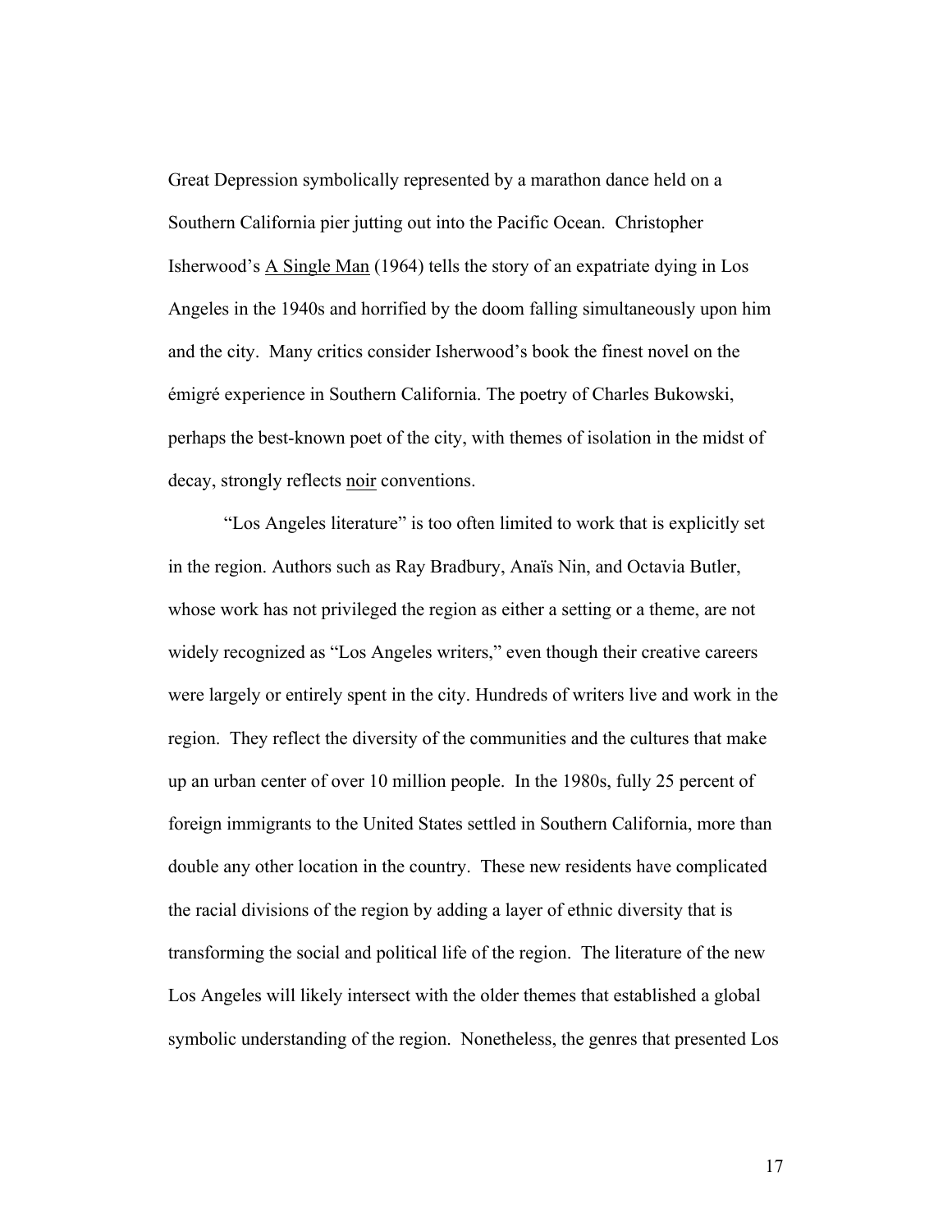Great Depression symbolically represented by a marathon dance held on a Southern California pier jutting out into the Pacific Ocean. Christopher Isherwood's A Single Man (1964) tells the story of an expatriate dying in Los Angeles in the 1940s and horrified by the doom falling simultaneously upon him and the city. Many critics consider Isherwood's book the finest novel on the émigré experience in Southern California. The poetry of Charles Bukowski, perhaps the best-known poet of the city, with themes of isolation in the midst of decay, strongly reflects noir conventions.

"Los Angeles literature" is too often limited to work that is explicitly set in the region. Authors such as Ray Bradbury, Anaïs Nin, and Octavia Butler, whose work has not privileged the region as either a setting or a theme, are not widely recognized as "Los Angeles writers," even though their creative careers were largely or entirely spent in the city. Hundreds of writers live and work in the region. They reflect the diversity of the communities and the cultures that make up an urban center of over 10 million people. In the 1980s, fully 25 percent of foreign immigrants to the United States settled in Southern California, more than double any other location in the country. These new residents have complicated the racial divisions of the region by adding a layer of ethnic diversity that is transforming the social and political life of the region. The literature of the new Los Angeles will likely intersect with the older themes that established a global symbolic understanding of the region. Nonetheless, the genres that presented Los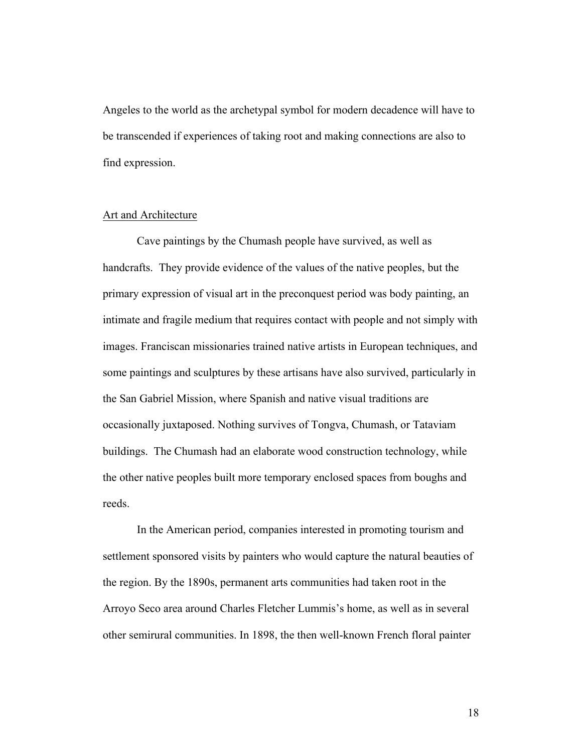Angeles to the world as the archetypal symbol for modern decadence will have to be transcended if experiences of taking root and making connections are also to find expression.

## Art and Architecture

Cave paintings by the Chumash people have survived, as well as handcrafts. They provide evidence of the values of the native peoples, but the primary expression of visual art in the preconquest period was body painting, an intimate and fragile medium that requires contact with people and not simply with images. Franciscan missionaries trained native artists in European techniques, and some paintings and sculptures by these artisans have also survived, particularly in the San Gabriel Mission, where Spanish and native visual traditions are occasionally juxtaposed. Nothing survives of Tongva, Chumash, or Tataviam buildings. The Chumash had an elaborate wood construction technology, while the other native peoples built more temporary enclosed spaces from boughs and reeds.

In the American period, companies interested in promoting tourism and settlement sponsored visits by painters who would capture the natural beauties of the region. By the 1890s, permanent arts communities had taken root in the Arroyo Seco area around Charles Fletcher Lummis's home, as well as in several other semirural communities. In 1898, the then well-known French floral painter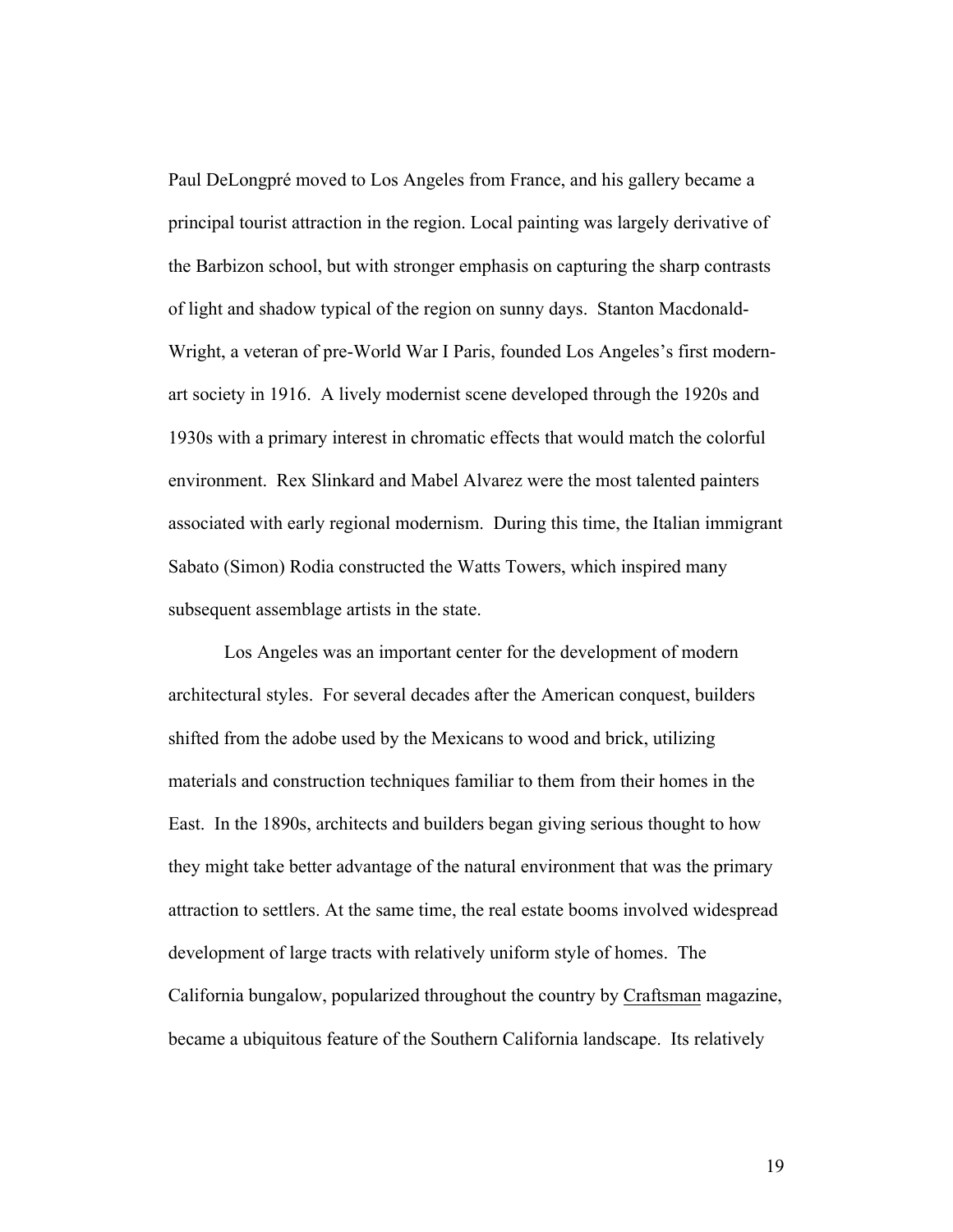Paul DeLongpré moved to Los Angeles from France, and his gallery became a principal tourist attraction in the region. Local painting was largely derivative of the Barbizon school, but with stronger emphasis on capturing the sharp contrasts of light and shadow typical of the region on sunny days. Stanton Macdonald-Wright, a veteran of pre-World War I Paris, founded Los Angeles's first modern-art society in 1916. A lively modernist scene developed through the 1920s and 1930s with a primary interest in chromatic effects that would match the colorful environment. Rex Slinkard and Mabel Alvarez were the most talented painters associated with early regional modernism. During this time, the Italian immigrant Sabato (Simon) Rodia constructed the Watts Towers, which inspired many subsequent assemblage artists in the state.

Los Angeles was an important center for the development of modern architectural styles. For several decades after the American conquest, builders shifted from the adobe used by the Mexicans to wood and brick, utilizing materials and construction techniques familiar to them from their homes in the East. In the 1890s, architects and builders began giving serious thought to how they might take better advantage of the natural environment that was the primary attraction to settlers. At the same time, the real estate booms involved widespread development of large tracts with relatively uniform style of homes. The California bungalow, popularized throughout the country by Craftsman magazine, became a ubiquitous feature of the Southern California landscape. Its relatively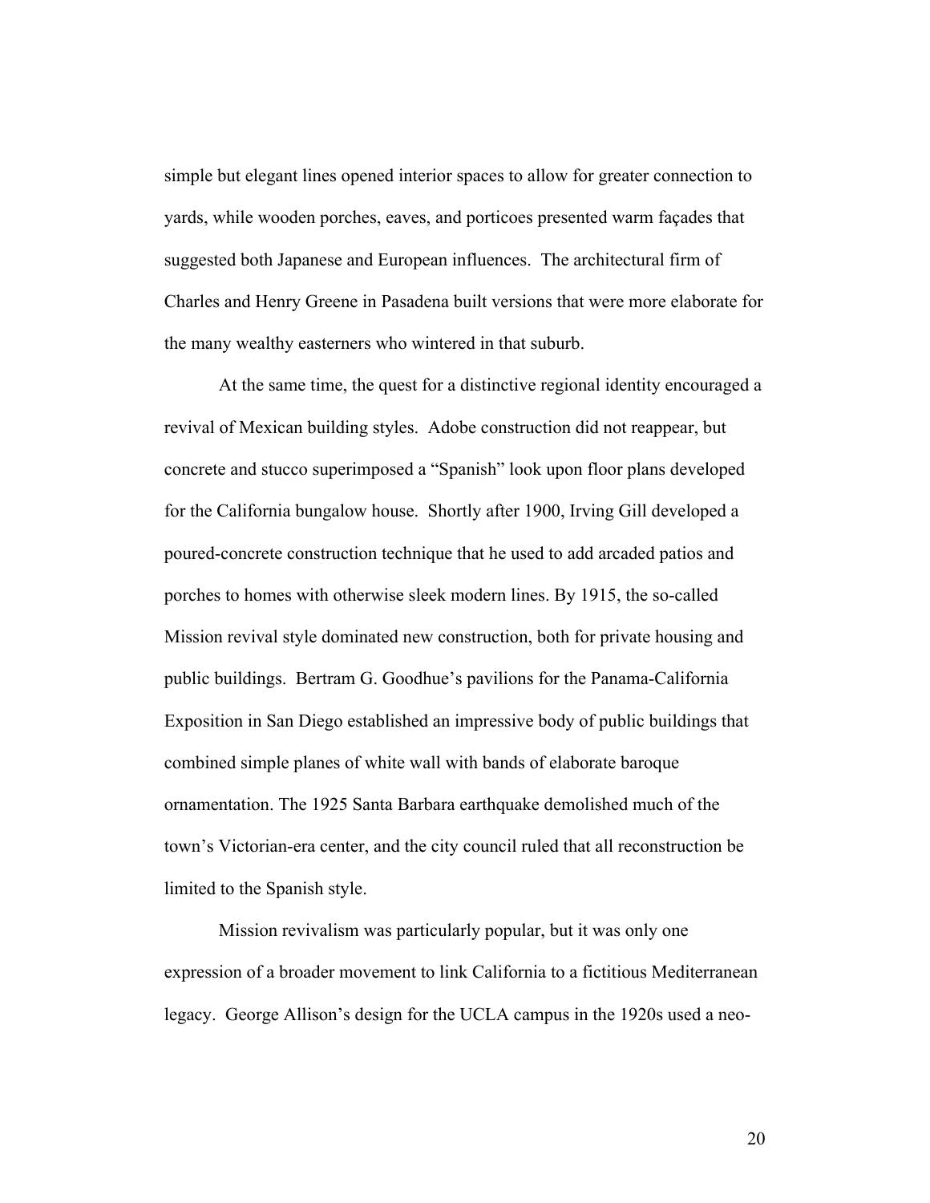simple but elegant lines opened interior spaces to allow for greater connection to yards, while wooden porches, eaves, and porticoes presented warm façades that suggested both Japanese and European influences. The architectural firm of Charles and Henry Greene in Pasadena built versions that were more elaborate for the many wealthy easterners who wintered in that suburb.

At the same time, the quest for a distinctive regional identity encouraged a revival of Mexican building styles. Adobe construction did not reappear, but concrete and stucco superimposed a "Spanish" look upon floor plans developed for the California bungalow house. Shortly after 1900, Irving Gill developed a poured-concrete construction technique that he used to add arcaded patios and porches to homes with otherwise sleek modern lines. By 1915, the so-called Mission revival style dominated new construction, both for private housing and public buildings. Bertram G. Goodhue's pavilions for the Panama-California Exposition in San Diego established an impressive body of public buildings that combined simple planes of white wall with bands of elaborate baroque ornamentation. The 1925 Santa Barbara earthquake demolished much of the town's Victorian-era center, and the city council ruled that all reconstruction be limited to the Spanish style.

Mission revivalism was particularly popular, but it was only one expression of a broader movement to link California to a fictitious Mediterranean legacy. George Allison's design for the UCLA campus in the 1920s used a neo-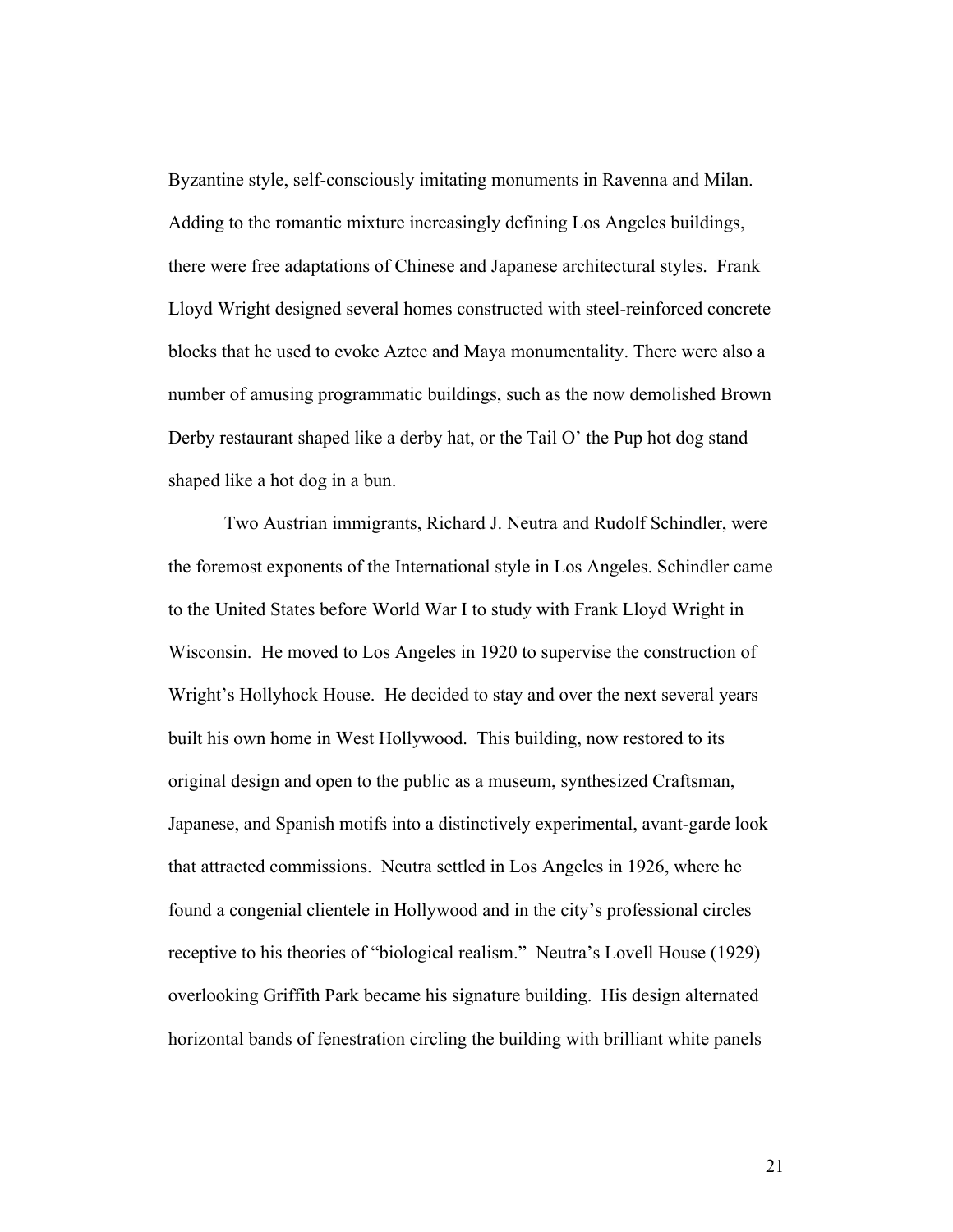Byzantine style, self-consciously imitating monuments in Ravenna and Milan. Adding to the romantic mixture increasingly defining Los Angeles buildings, there were free adaptations of Chinese and Japanese architectural styles. Frank Lloyd Wright designed several homes constructed with steel-reinforced concrete blocks that he used to evoke Aztec and Maya monumentality. There were also a number of amusing programmatic buildings, such as the now demolished Brown Derby restaurant shaped like a derby hat, or the Tail O' the Pup hot dog stand shaped like a hot dog in a bun.

Two Austrian immigrants, Richard J. Neutra and Rudolf Schindler, were the foremost exponents of the International style in Los Angeles. Schindler came to the United States before World War I to study with Frank Lloyd Wright in Wisconsin. He moved to Los Angeles in 1920 to supervise the construction of Wright's Hollyhock House. He decided to stay and over the next several years built his own home in West Hollywood. This building, now restored to its original design and open to the public as a museum, synthesized Craftsman, Japanese, and Spanish motifs into a distinctively experimental, avant-garde look that attracted commissions. Neutra settled in Los Angeles in 1926, where he found a congenial clientele in Hollywood and in the city's professional circles receptive to his theories of "biological realism." Neutra's Lovell House (1929) overlooking Griffith Park became his signature building. His design alternated horizontal bands of fenestration circling the building with brilliant white panels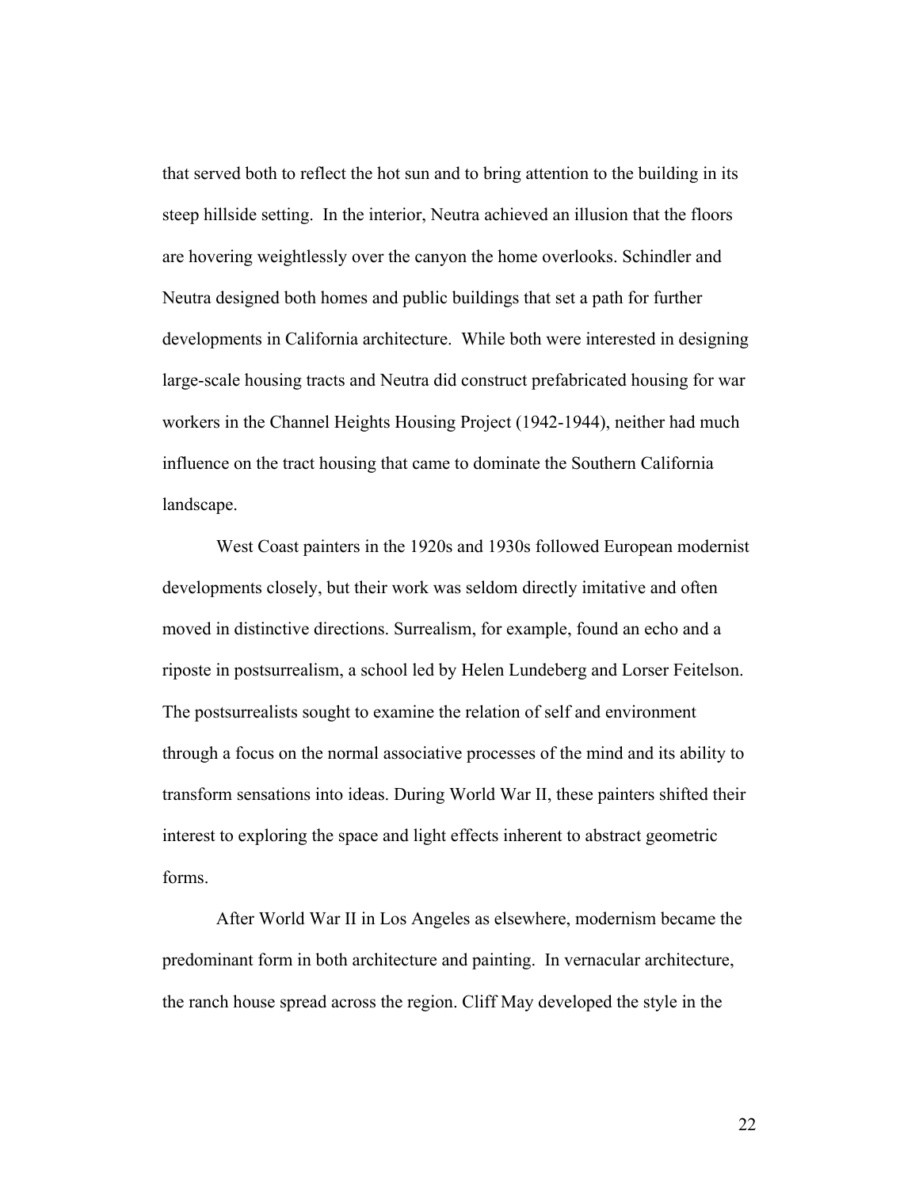that served both to reflect the hot sun and to bring attention to the building in its steep hillside setting. In the interior, Neutra achieved an illusion that the floors are hovering weightlessly over the canyon the home overlooks. Schindler and Neutra designed both homes and public buildings that set a path for further developments in California architecture. While both were interested in designing large-scale housing tracts and Neutra did construct prefabricated housing for war workers in the Channel Heights Housing Project (1942-1944), neither had much influence on the tract housing that came to dominate the Southern California landscape.

West Coast painters in the 1920s and 1930s followed European modernist developments closely, but their work was seldom directly imitative and often moved in distinctive directions. Surrealism, for example, found an echo and a riposte in postsurrealism, a school led by Helen Lundeberg and Lorser Feitelson. The postsurrealists sought to examine the relation of self and environment through a focus on the normal associative processes of the mind and its ability to transform sensations into ideas. During World War II, these painters shifted their interest to exploring the space and light effects inherent to abstract geometric forms.

After World War II in Los Angeles as elsewhere, modernism became the predominant form in both architecture and painting. In vernacular architecture, the ranch house spread across the region. Cliff May developed the style in the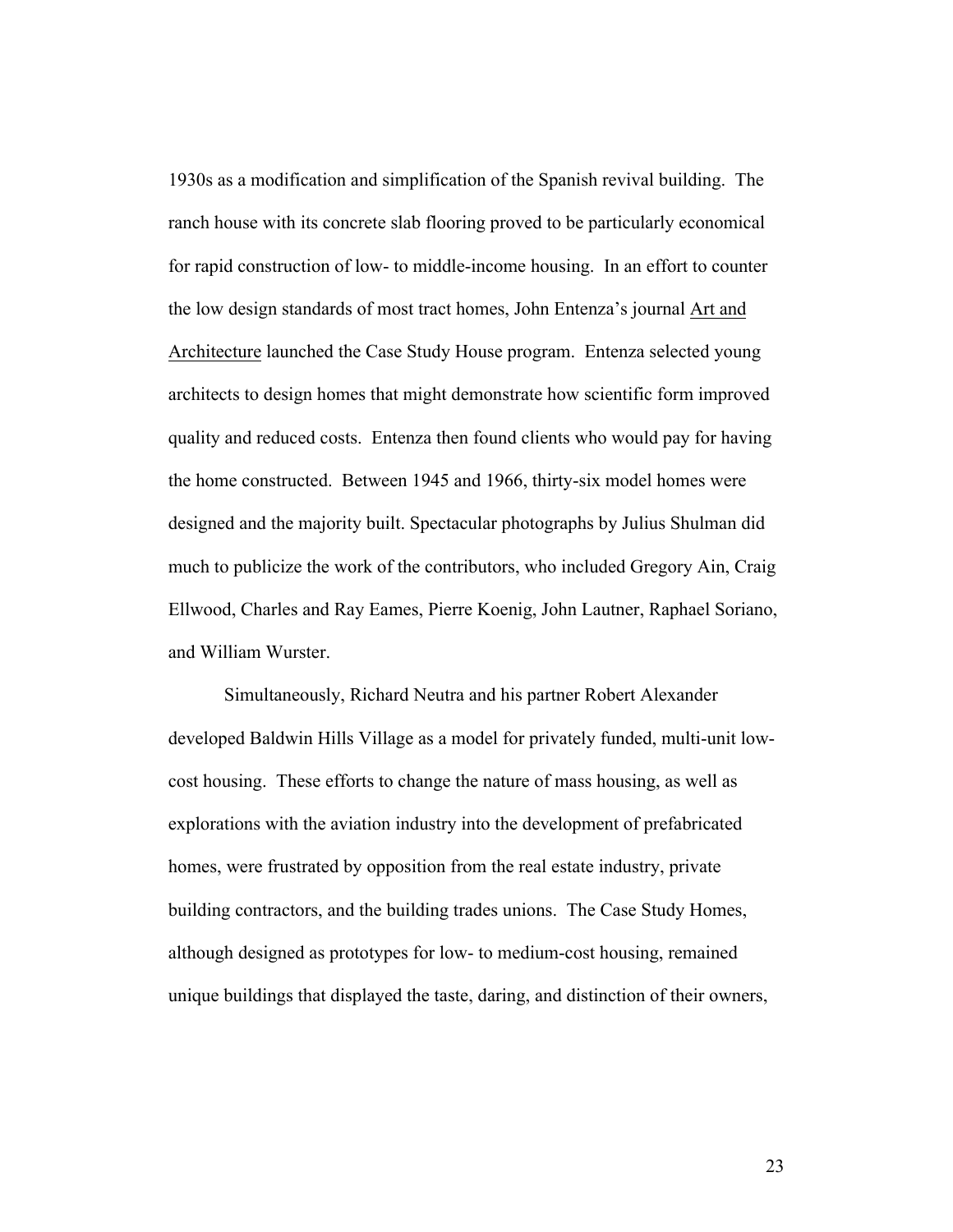1930s as a modification and simplification of the Spanish revival building. The ranch house with its concrete slab flooring proved to be particularly economical for rapid construction of low- to middle-income housing. In an effort to counter the low design standards of most tract homes, John Entenza's journal Art and Architecture launched the Case Study House program. Entenza selected young architects to design homes that might demonstrate how scientific form improved quality and reduced costs. Entenza then found clients who would pay for having the home constructed. Between 1945 and 1966, thirty-six model homes were designed and the majority built. Spectacular photographs by Julius Shulman did much to publicize the work of the contributors, who included Gregory Ain, Craig Ellwood, Charles and Ray Eames, Pierre Koenig, John Lautner, Raphael Soriano, and William Wurster.

Simultaneously, Richard Neutra and his partner Robert Alexander developed Baldwin Hills Village as a model for privately funded, multi-unit low-cost housing. These efforts to change the nature of mass housing, as well as explorations with the aviation industry into the development of prefabricated homes, were frustrated by opposition from the real estate industry, private building contractors, and the building trades unions. The Case Study Homes, although designed as prototypes for low- to medium-cost housing, remained unique buildings that displayed the taste, daring, and distinction of their owners,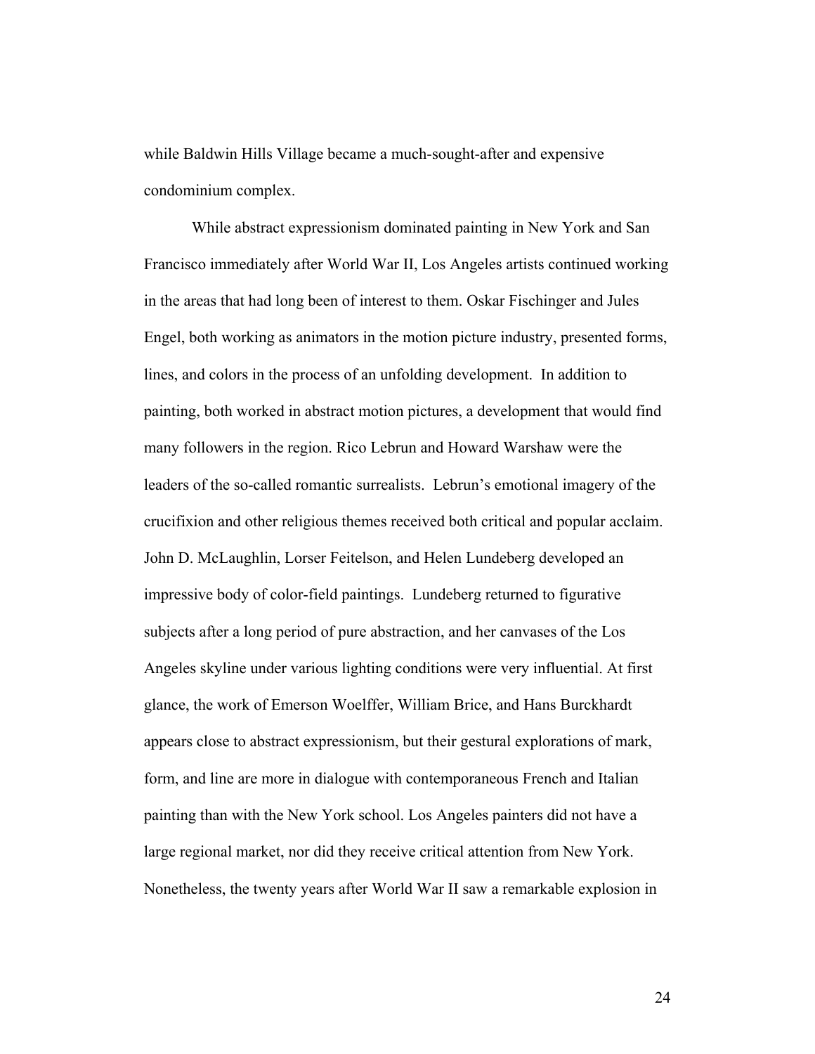while Baldwin Hills Village became a much-sought-after and expensive condominium complex.

While abstract expressionism dominated painting in New York and San Francisco immediately after World War II, Los Angeles artists continued working in the areas that had long been of interest to them. Oskar Fischinger and Jules Engel, both working as animators in the motion picture industry, presented forms, lines, and colors in the process of an unfolding development. In addition to painting, both worked in abstract motion pictures, a development that would find many followers in the region. Rico Lebrun and Howard Warshaw were the leaders of the so-called romantic surrealists. Lebrun's emotional imagery of the crucifixion and other religious themes received both critical and popular acclaim. John D. McLaughlin, Lorser Feitelson, and Helen Lundeberg developed an impressive body of color-field paintings. Lundeberg returned to figurative subjects after a long period of pure abstraction, and her canvases of the Los Angeles skyline under various lighting conditions were very influential. At first glance, the work of Emerson Woelffer, William Brice, and Hans Burckhardt appears close to abstract expressionism, but their gestural explorations of mark, form, and line are more in dialogue with contemporaneous French and Italian painting than with the New York school. Los Angeles painters did not have a large regional market, nor did they receive critical attention from New York. Nonetheless, the twenty years after World War II saw a remarkable explosion in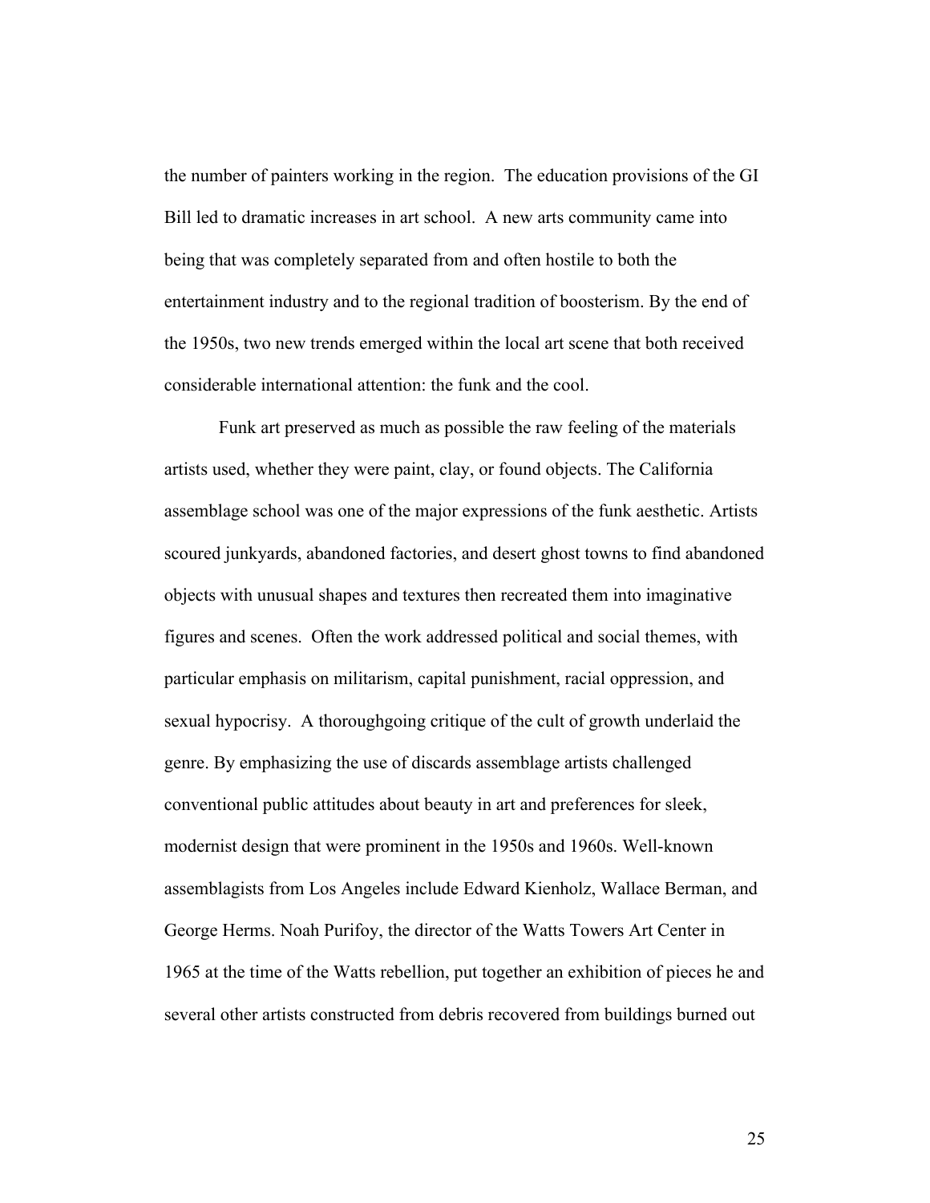the number of painters working in the region. The education provisions of the GI Bill led to dramatic increases in art school. A new arts community came into being that was completely separated from and often hostile to both the entertainment industry and to the regional tradition of boosterism. By the end of the 1950s, two new trends emerged within the local art scene that both received considerable international attention: the funk and the cool.

Funk art preserved as much as possible the raw feeling of the materials artists used, whether they were paint, clay, or found objects. The California assemblage school was one of the major expressions of the funk aesthetic. Artists scoured junkyards, abandoned factories, and desert ghost towns to find abandoned objects with unusual shapes and textures then recreated them into imaginative figures and scenes. Often the work addressed political and social themes, with particular emphasis on militarism, capital punishment, racial oppression, and sexual hypocrisy. A thoroughgoing critique of the cult of growth underlaid the genre. By emphasizing the use of discards assemblage artists challenged conventional public attitudes about beauty in art and preferences for sleek, modernist design that were prominent in the 1950s and 1960s. Well-known assemblagists from Los Angeles include Edward Kienholz, Wallace Berman, and George Herms. Noah Purifoy, the director of the Watts Towers Art Center in 1965 at the time of the Watts rebellion, put together an exhibition of pieces he and several other artists constructed from debris recovered from buildings burned out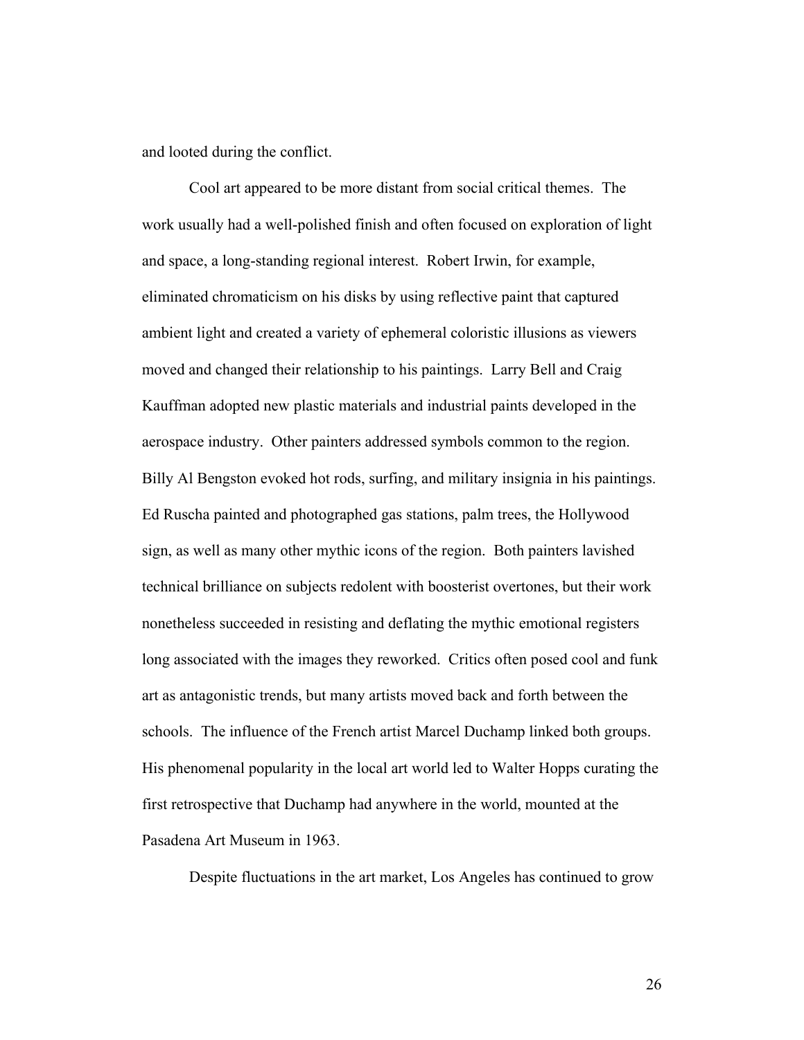and looted during the conflict.

Cool art appeared to be more distant from social critical themes. The work usually had a well-polished finish and often focused on exploration of light and space, a long-standing regional interest. Robert Irwin, for example, eliminated chromaticism on his disks by using reflective paint that captured ambient light and created a variety of ephemeral coloristic illusions as viewers moved and changed their relationship to his paintings. Larry Bell and Craig Kauffman adopted new plastic materials and industrial paints developed in the aerospace industry. Other painters addressed symbols common to the region. Billy Al Bengston evoked hot rods, surfing, and military insignia in his paintings. Ed Ruscha painted and photographed gas stations, palm trees, the Hollywood sign, as well as many other mythic icons of the region. Both painters lavished technical brilliance on subjects redolent with boosterist overtones, but their work nonetheless succeeded in resisting and deflating the mythic emotional registers long associated with the images they reworked. Critics often posed cool and funk art as antagonistic trends, but many artists moved back and forth between the schools. The influence of the French artist Marcel Duchamp linked both groups. His phenomenal popularity in the local art world led to Walter Hopps curating the first retrospective that Duchamp had anywhere in the world, mounted at the Pasadena Art Museum in 1963.

Despite fluctuations in the art market, Los Angeles has continued to grow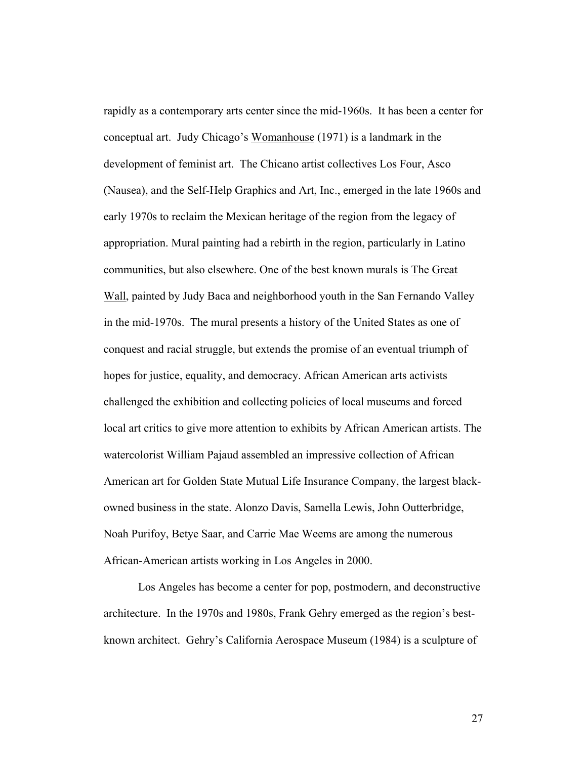rapidly as a contemporary arts center since the mid-1960s. It has been a center for conceptual art. Judy Chicago's Womanhouse (1971) is a landmark in the development of feminist art. The Chicano artist collectives Los Four, Asco (Nausea), and the Self-Help Graphics and Art, Inc., emerged in the late 1960s and early 1970s to reclaim the Mexican heritage of the region from the legacy of appropriation. Mural painting had a rebirth in the region, particularly in Latino communities, but also elsewhere. One of the best known murals is The Great Wall, painted by Judy Baca and neighborhood youth in the San Fernando Valley in the mid-1970s. The mural presents a history of the United States as one of conquest and racial struggle, but extends the promise of an eventual triumph of hopes for justice, equality, and democracy. African American arts activists challenged the exhibition and collecting policies of local museums and forced local art critics to give more attention to exhibits by African American artists. The watercolorist William Pajaud assembled an impressive collection of African American art for Golden State Mutual Life Insurance Company, the largest black-owned business in the state. Alonzo Davis, Samella Lewis, John Outterbridge, Noah Purifoy, Betye Saar, and Carrie Mae Weems are among the numerous African-American artists working in Los Angeles in 2000.

Los Angeles has become a center for pop, postmodern, and deconstructive architecture. In the 1970s and 1980s, Frank Gehry emerged as the region's best-known architect. Gehry's California Aerospace Museum (1984) is a sculpture of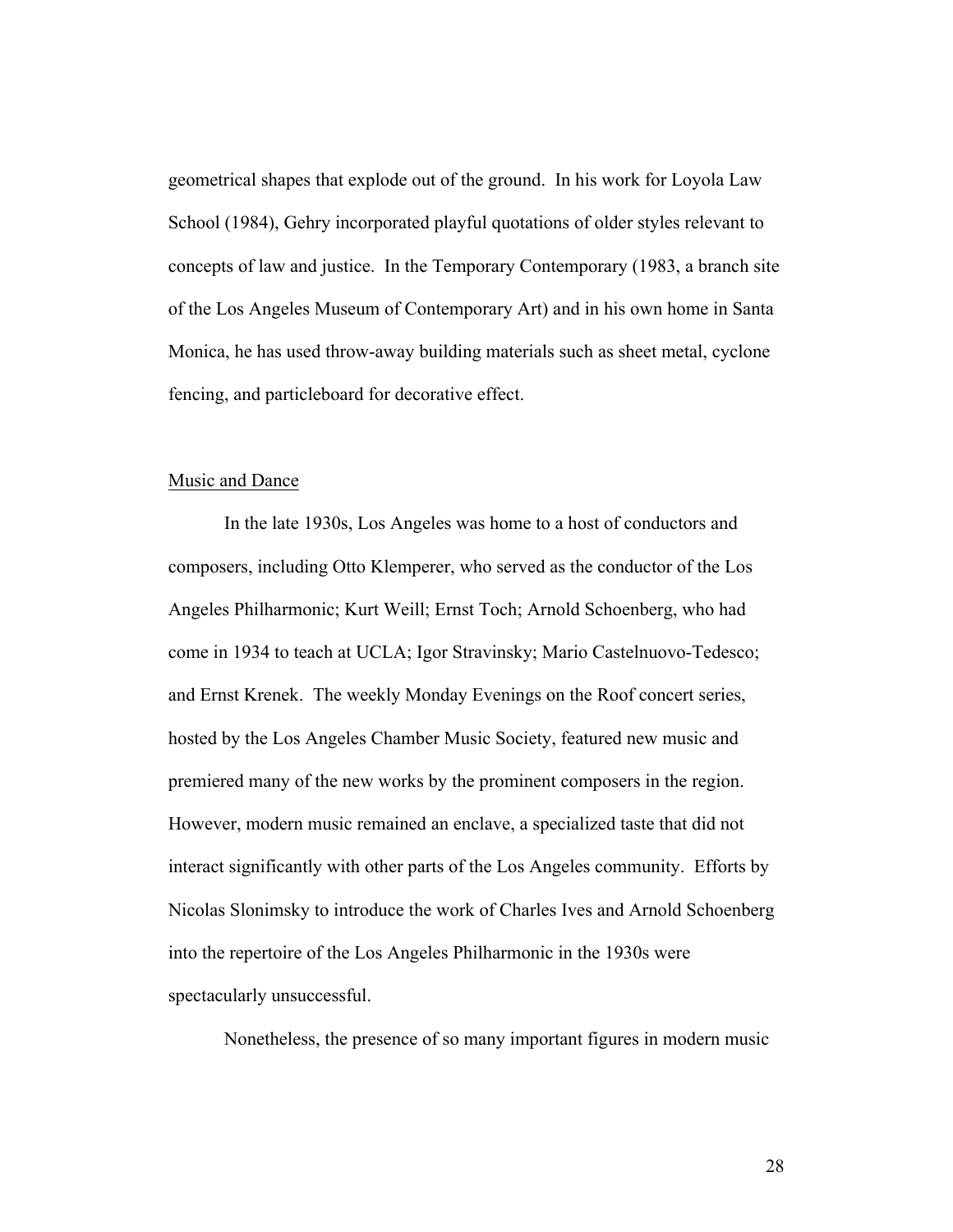geometrical shapes that explode out of the ground. In his work for Loyola Law School (1984), Gehry incorporated playful quotations of older styles relevant to concepts of law and justice. In the Temporary Contemporary (1983, a branch site of the Los Angeles Museum of Contemporary Art) and in his own home in Santa Monica, he has used throw-away building materials such as sheet metal, cyclone fencing, and particleboard for decorative effect.

<u>Music and Dance</u>

In the late 1930s, Los Angeles was home to a host of conductors and composers, including Otto Klemperer, who served as the conductor of the Los Angeles Philharmonic; Kurt Weill; Ernst Toch; Arnold Schoenberg, who had come in 1934 to teach at UCLA; Igor Stravinsky; Mario Castelnuovo-Tedesco; and Ernst Krenek. The weekly Monday Evenings on the Roof concert series, hosted by the Los Angeles Chamber Music Society, featured new music and premiered many of the new works by the prominent composers in the region. However, modern music remained an enclave, a specialized taste that did not interact significantly with other parts of the Los Angeles community. Efforts by Nicolas Slonimsky to introduce the work of Charles Ives and Arnold Schoenberg into the repertoire of the Los Angeles Philharmonic in the 1930s were spectacularly unsuccessful.

Nonetheless, the presence of so many important figures in modern music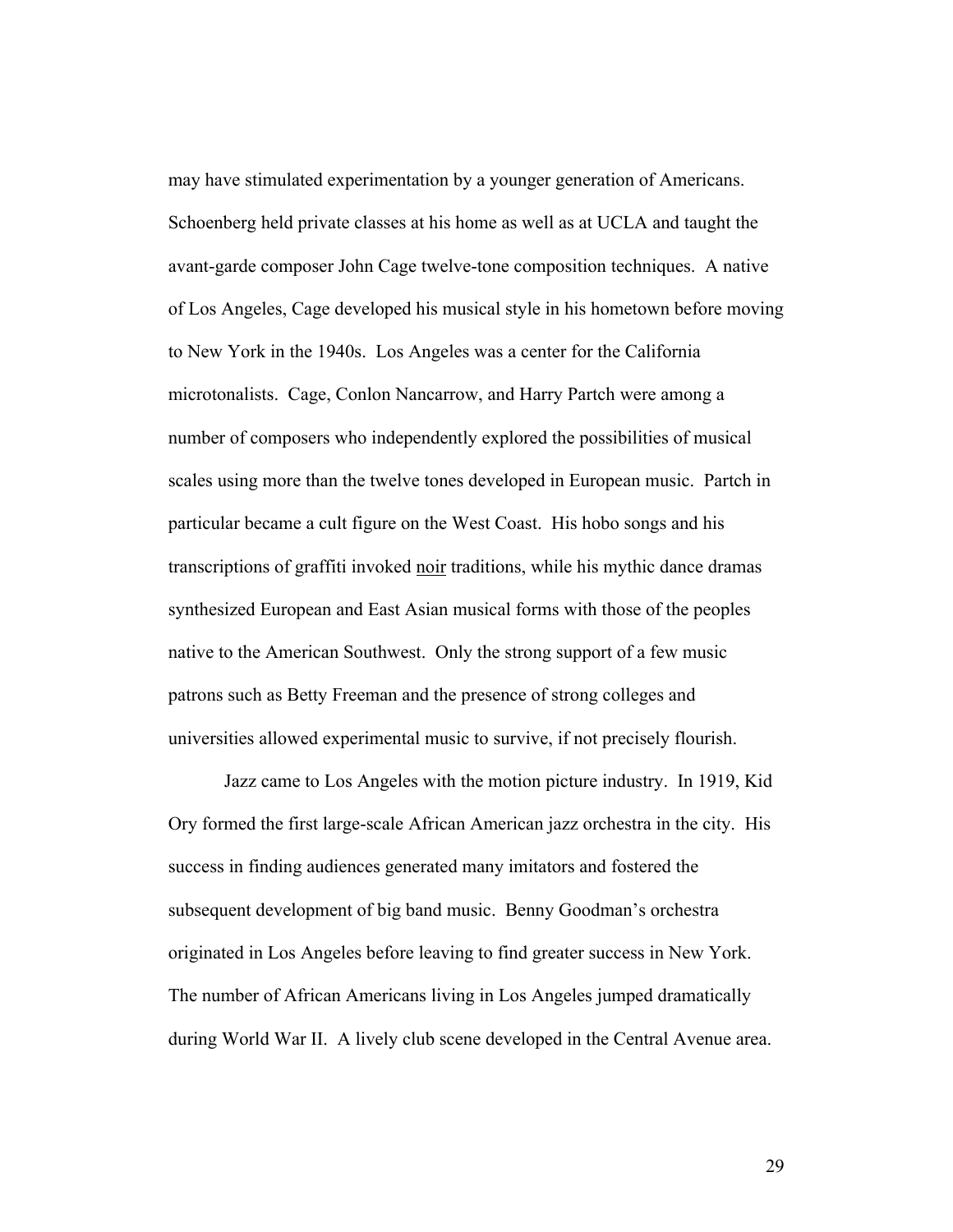may have stimulated experimentation by a younger generation of Americans. Schoenberg held private classes at his home as well as at UCLA and taught the avant-garde composer John Cage twelve-tone composition techniques. A native of Los Angeles, Cage developed his musical style in his hometown before moving to New York in the 1940s. Los Angeles was a center for the California microtonalists. Cage, Conlon Nancarrow, and Harry Partch were among a number of composers who independently explored the possibilities of musical scales using more than the twelve tones developed in European music. Partch in particular became a cult figure on the West Coast. His hobo songs and his transcriptions of graffiti invoked <u>noir</u> traditions, while his mythic dance dramas synthesized European and East Asian musical forms with those of the peoples native to the American Southwest. Only the strong support of a few music patrons such as Betty Freeman and the presence of strong colleges and universities allowed experimental music to survive, if not precisely flourish.

Jazz came to Los Angeles with the motion picture industry. In 1919, Kid Ory formed the first large-scale African American jazz orchestra in the city. His success in finding audiences generated many imitators and fostered the subsequent development of big band music. Benny Goodman's orchestra originated in Los Angeles before leaving to find greater success in New York. The number of African Americans living in Los Angeles jumped dramatically during World War II. A lively club scene developed in the Central Avenue area.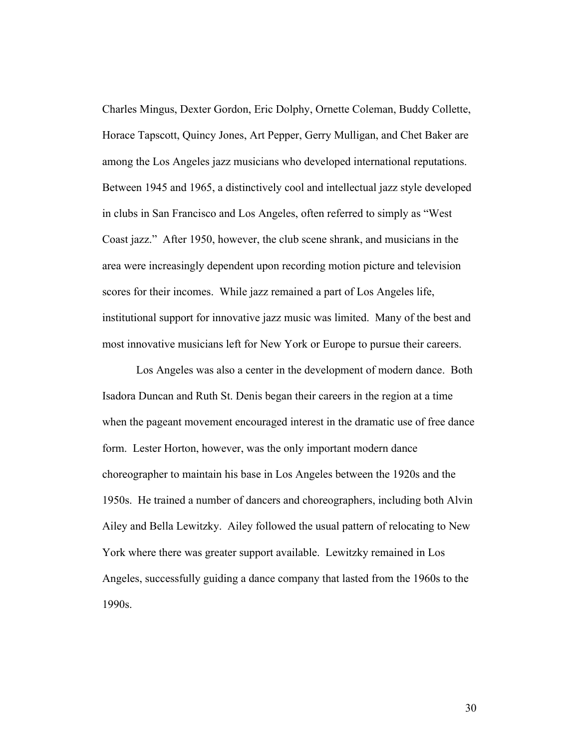Charles Mingus, Dexter Gordon, Eric Dolphy, Ornette Coleman, Buddy Collette, Horace Tapscott, Quincy Jones, Art Pepper, Gerry Mulligan, and Chet Baker are among the Los Angeles jazz musicians who developed international reputations. Between 1945 and 1965, a distinctively cool and intellectual jazz style developed in clubs in San Francisco and Los Angeles, often referred to simply as "West Coast jazz." After 1950, however, the club scene shrank, and musicians in the area were increasingly dependent upon recording motion picture and television scores for their incomes. While jazz remained a part of Los Angeles life, institutional support for innovative jazz music was limited. Many of the best and most innovative musicians left for New York or Europe to pursue their careers.

Los Angeles was also a center in the development of modern dance. Both Isadora Duncan and Ruth St. Denis began their careers in the region at a time when the pageant movement encouraged interest in the dramatic use of free dance form. Lester Horton, however, was the only important modern dance choreographer to maintain his base in Los Angeles between the 1920s and the 1950s. He trained a number of dancers and choreographers, including both Alvin Ailey and Bella Lewitzky. Ailey followed the usual pattern of relocating to New York where there was greater support available. Lewitzky remained in Los Angeles, successfully guiding a dance company that lasted from the 1960s to the 1990s.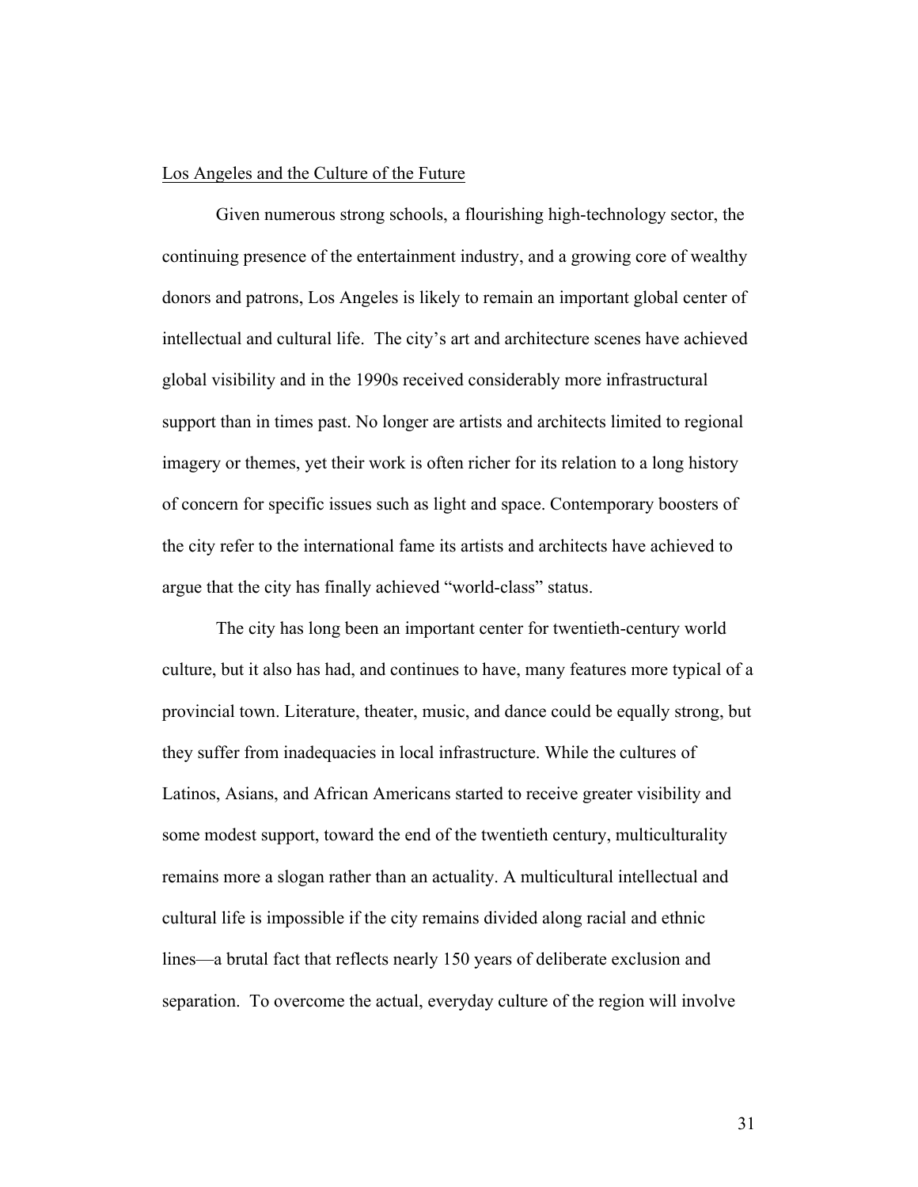Los Angeles and the Culture of the Future

Given numerous strong schools, a flourishing high-technology sector, the continuing presence of the entertainment industry, and a growing core of wealthy donors and patrons, Los Angeles is likely to remain an important global center of intellectual and cultural life. The city's art and architecture scenes have achieved global visibility and in the 1990s received considerably more infrastructural support than in times past. No longer are artists and architects limited to regional imagery or themes, yet their work is often richer for its relation to a long history of concern for specific issues such as light and space. Contemporary boosters of the city refer to the international fame its artists and architects have achieved to argue that the city has finally achieved "world-class" status.

The city has long been an important center for twentieth-century world culture, but it also has had, and continues to have, many features more typical of a provincial town. Literature, theater, music, and dance could be equally strong, but they suffer from inadequacies in local infrastructure. While the cultures of Latinos, Asians, and African Americans started to receive greater visibility and some modest support, toward the end of the twentieth century, multiculturality remains more a slogan rather than an actuality. A multicultural intellectual and cultural life is impossible if the city remains divided along racial and ethnic lines—a brutal fact that reflects nearly 150 years of deliberate exclusion and separation. To overcome the actual, everyday culture of the region will involve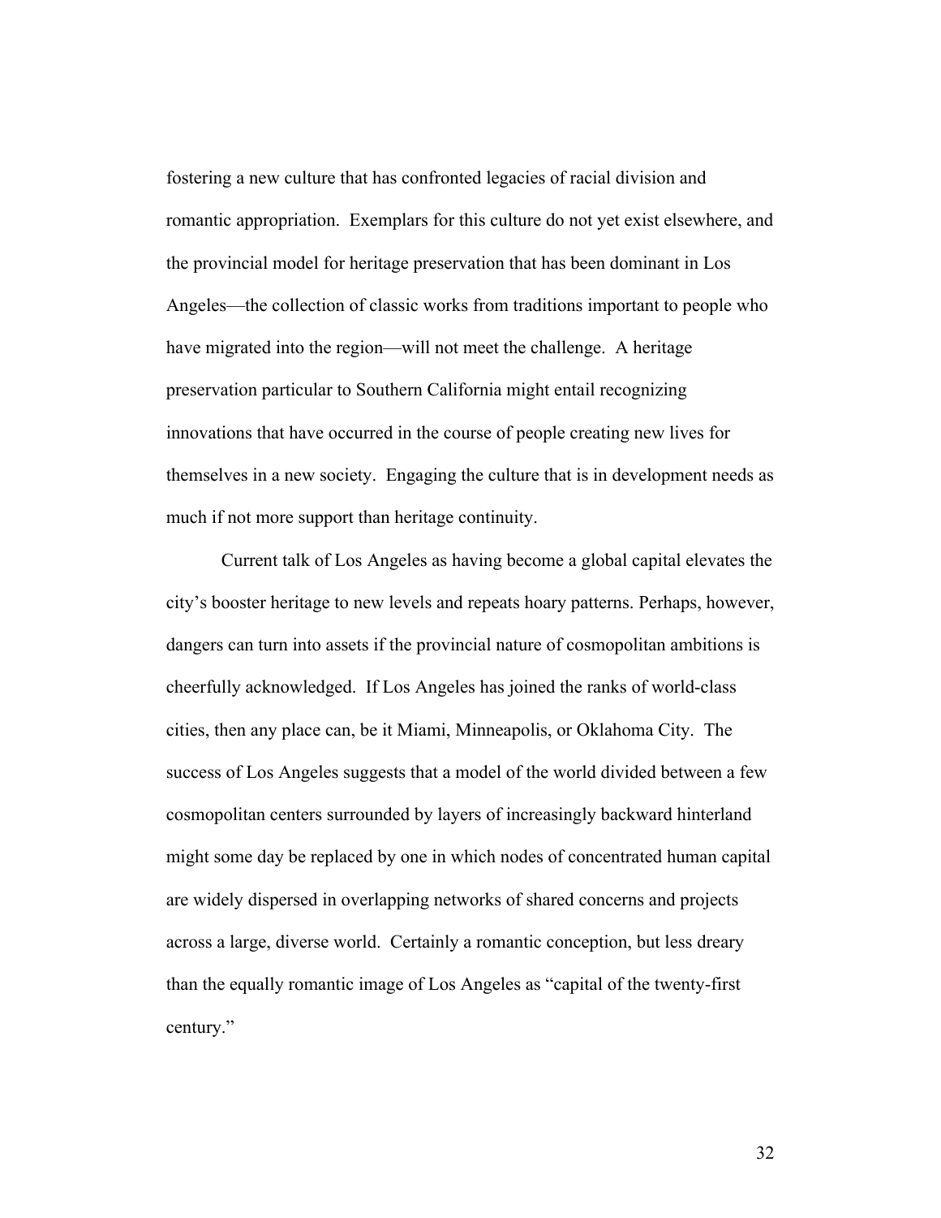fostering a new culture that has confronted legacies of racial division and romantic appropriation. Exemplars for this culture do not yet exist elsewhere, and the provincial model for heritage preservation that has been dominant in Los Angeles—the collection of classic works from traditions important to people who have migrated into the region—will not meet the challenge. A heritage preservation particular to Southern California might entail recognizing innovations that have occurred in the course of people creating new lives for themselves in a new society. Engaging the culture that is in development needs as much if not more support than heritage continuity.

Current talk of Los Angeles as having become a global capital elevates the city's booster heritage to new levels and repeats hoary patterns. Perhaps, however, dangers can turn into assets if the provincial nature of cosmopolitan ambitions is cheerfully acknowledged. If Los Angeles has joined the ranks of world-class cities, then any place can, be it Miami, Minneapolis, or Oklahoma City. The success of Los Angeles suggests that a model of the world divided between a few cosmopolitan centers surrounded by layers of increasingly backward hinterland might some day be replaced by one in which nodes of concentrated human capital are widely dispersed in overlapping networks of shared concerns and projects across a large, diverse world. Certainly a romantic conception, but less dreary than the equally romantic image of Los Angeles as "capital of the twenty-first century."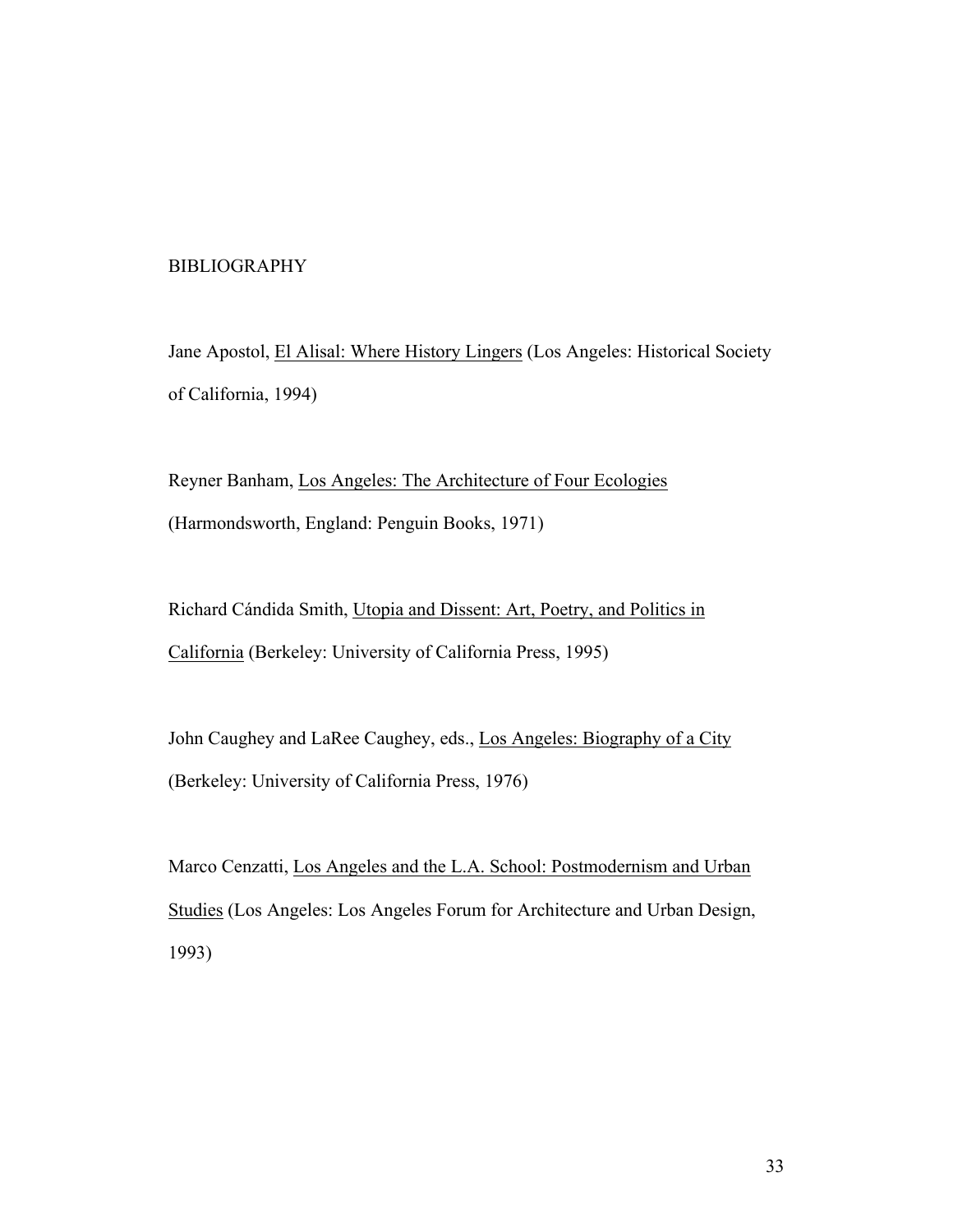# BIBLIOGRAPHY

Jane Apostol, El Alisal: Where History Lingers (Los Angeles: Historical Society of California, 1994)

Reyner Banham, Los Angeles: The Architecture of Four Ecologies (Harmondsworth, England: Penguin Books, 1971)

Richard Cándida Smith, Utopia and Dissent: Art, Poetry, and Politics in California (Berkeley: University of California Press, 1995)

John Caughey and LaRee Caughey, eds., Los Angeles: Biography of a City (Berkeley: University of California Press, 1976)

Marco Cenzatti, Los Angeles and the L.A. School: Postmodernism and Urban Studies (Los Angeles: Los Angeles Forum for Architecture and Urban Design, 1993)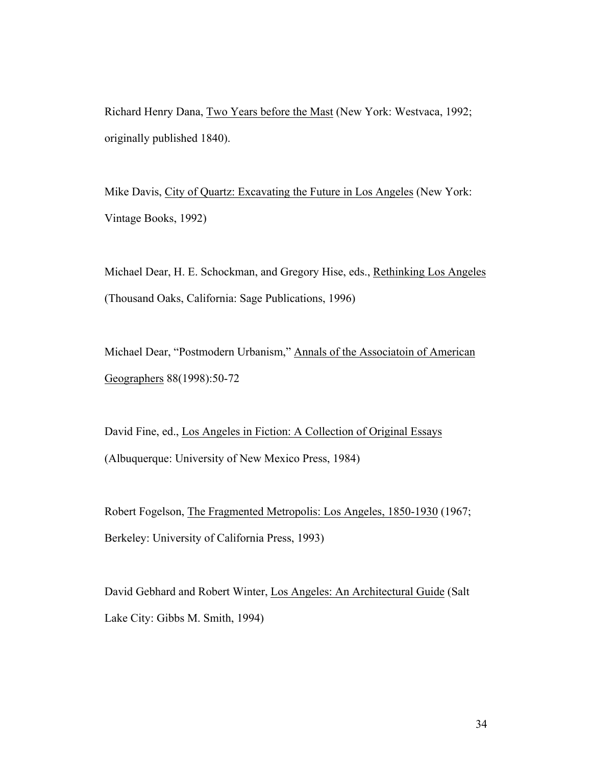Richard Henry Dana, Two Years before the Mast (New York: Westvaca, 1992; originally published 1840).

Mike Davis, City of Quartz: Excavating the Future in Los Angeles (New York: Vintage Books, 1992)

Michael Dear, H. E. Schockman, and Gregory Hise, eds., Rethinking Los Angeles (Thousand Oaks, California: Sage Publications, 1996)

Michael Dear, "Postmodern Urbanism," Annals of the Associatoin of American Geographers 88(1998):50-72

David Fine, ed., Los Angeles in Fiction: A Collection of Original Essays (Albuquerque: University of New Mexico Press, 1984)

Robert Fogelson, The Fragmented Metropolis: Los Angeles, 1850-1930 (1967; Berkeley: University of California Press, 1993)

David Gebhard and Robert Winter, Los Angeles: An Architectural Guide (Salt Lake City: Gibbs M. Smith, 1994)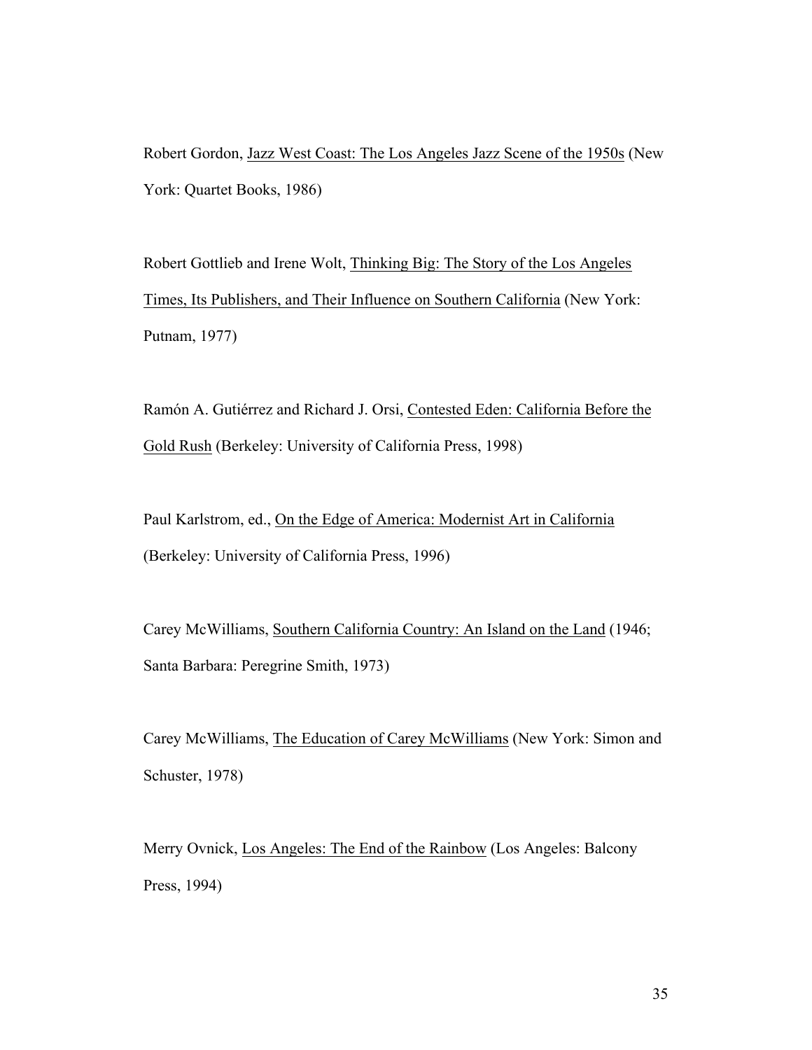Robert Gordon, Jazz West Coast: The Los Angeles Jazz Scene of the 1950s (New York: Quartet Books, 1986)

Robert Gottlieb and Irene Wolt, Thinking Big: The Story of the Los Angeles Times, Its Publishers, and Their Influence on Southern California (New York: Putnam, 1977)

Ramón A. Gutiérrez and Richard J. Orsi, Contested Eden: California Before the Gold Rush (Berkeley: University of California Press, 1998)

Paul Karlstrom, ed., On the Edge of America: Modernist Art in California (Berkeley: University of California Press, 1996)

Carey McWilliams, Southern California Country: An Island on the Land (1946; Santa Barbara: Peregrine Smith, 1973)

Carey McWilliams, The Education of Carey McWilliams (New York: Simon and Schuster, 1978)

Merry Ovnick, Los Angeles: The End of the Rainbow (Los Angeles: Balcony Press, 1994)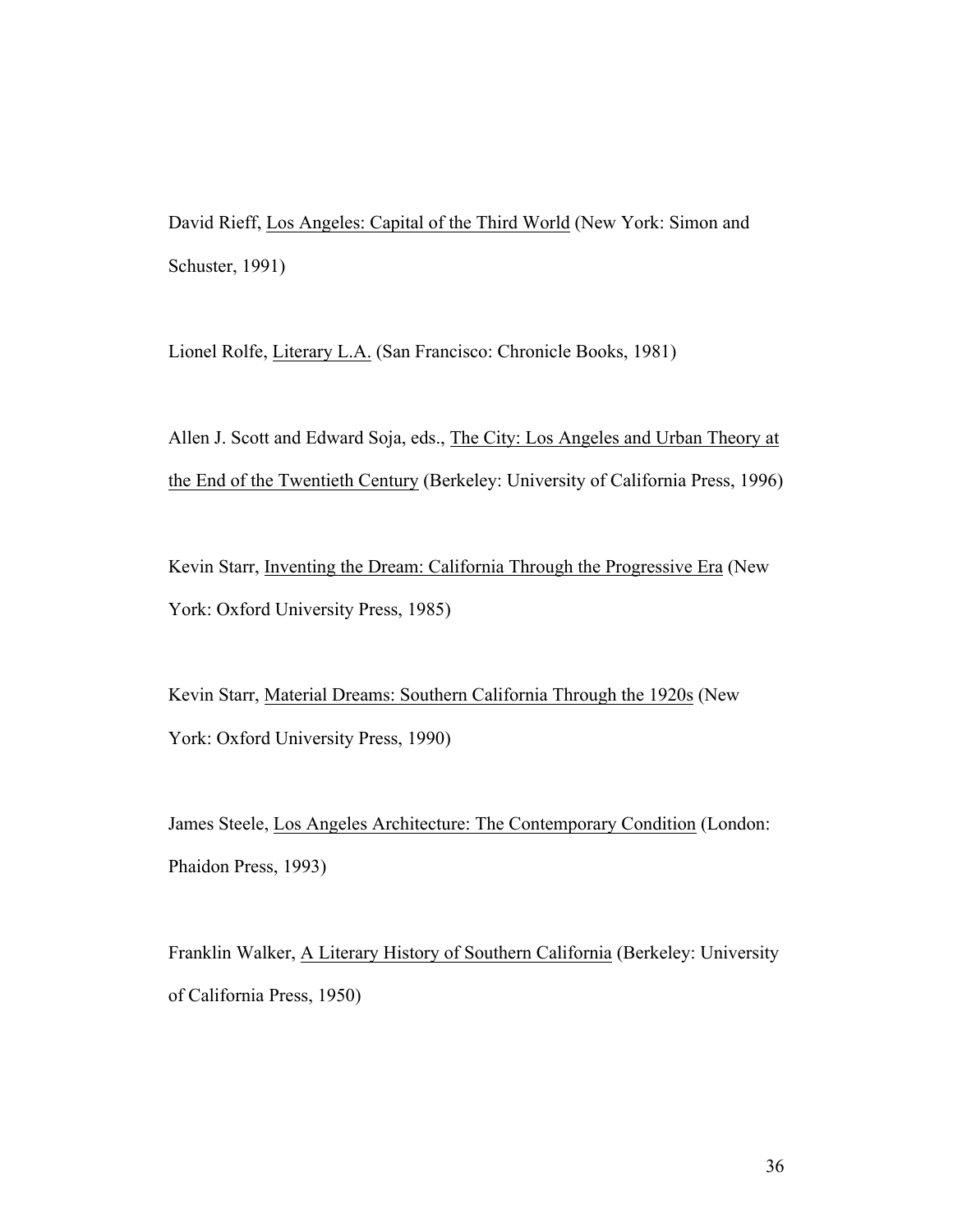David Rieff, Los Angeles: Capital of the Third World (New York: Simon and Schuster, 1991)

Lionel Rolfe, Literary L.A. (San Francisco: Chronicle Books, 1981)

Allen J. Scott and Edward Soja, eds., The City: Los Angeles and Urban Theory at the End of the Twentieth Century (Berkeley: University of California Press, 1996)

Kevin Starr, Inventing the Dream: California Through the Progressive Era (New York: Oxford University Press, 1985)

Kevin Starr, Material Dreams: Southern California Through the 1920s (New York: Oxford University Press, 1990)

James Steele, Los Angeles Architecture: The Contemporary Condition (London: Phaidon Press, 1993)

Franklin Walker, A Literary History of Southern California (Berkeley: University of California Press, 1950)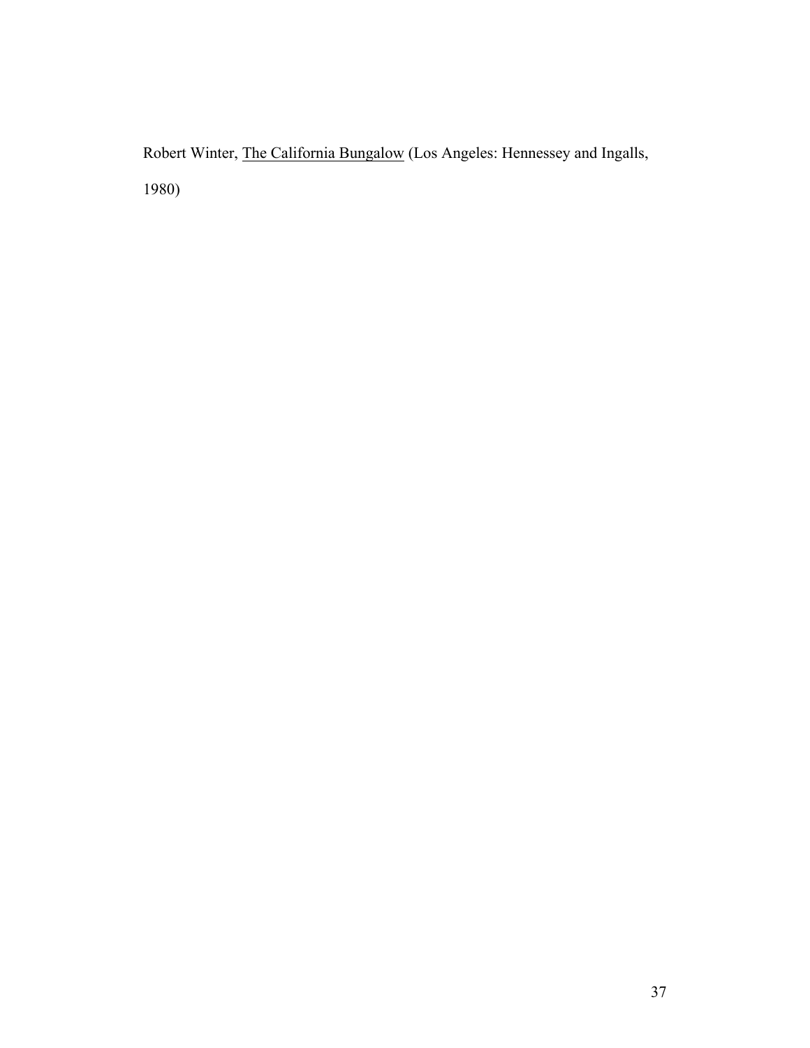Robert Winter, <u>The California Bungalow</u> (Los Angeles: Hennessey and Ingalls, 1980)